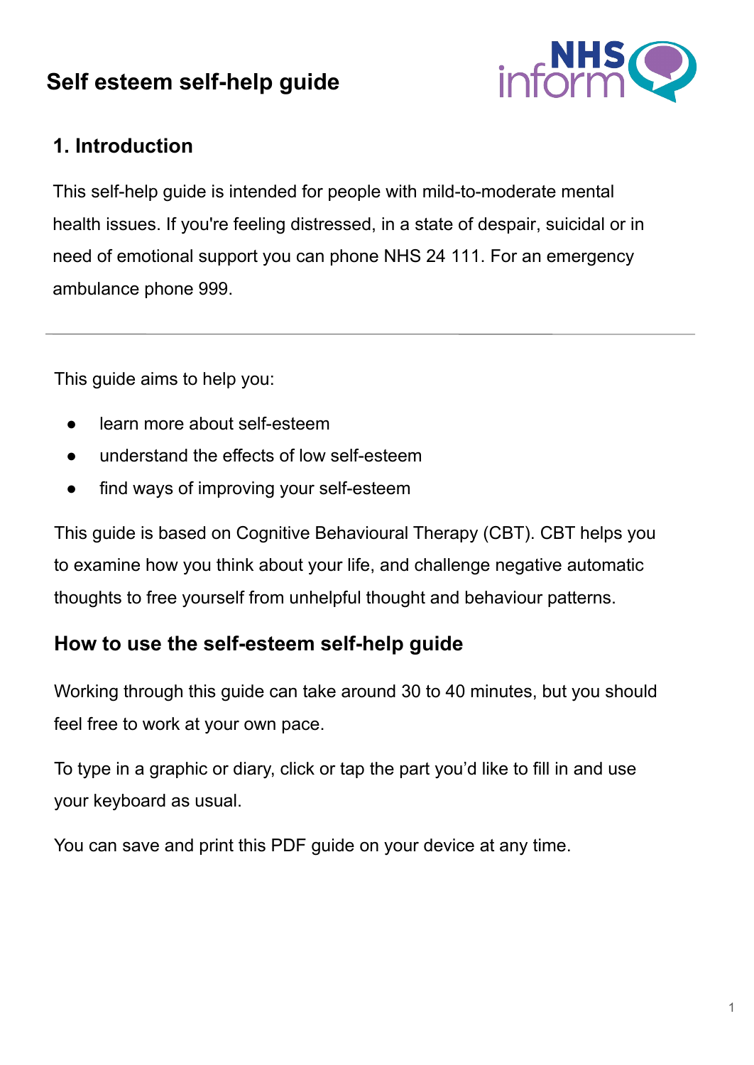# Self esteem self-help guide

## 1. Introduction

This self-help guide is intended for people with mild-to-moderate mental health issues. If you're feeling distressed, in a state of despair, suicidal or in need of emotional support you can phone NHS 24 111. For an emergency ambulance phone 999.

---

This guide aims to help you:

- learn more about self-esteem
- understand the effects of low self-esteem
- find ways of improving your self-esteem

This guide is based on Cognitive Behavioural Therapy (CBT). CBT helps you to examine how you think about your life, and challenge negative automatic thoughts to free yourself from unhelpful thought and behaviour patterns.

### How to use the self-esteem self-help guide

Working through this guide can take around 30 to 40 minutes, but you should feel free to work at your own pace.

To type in a graphic or diary, click or tap the part you'd like to fill in and use your keyboard as usual.

You can save and print this PDF guide on your device at any time.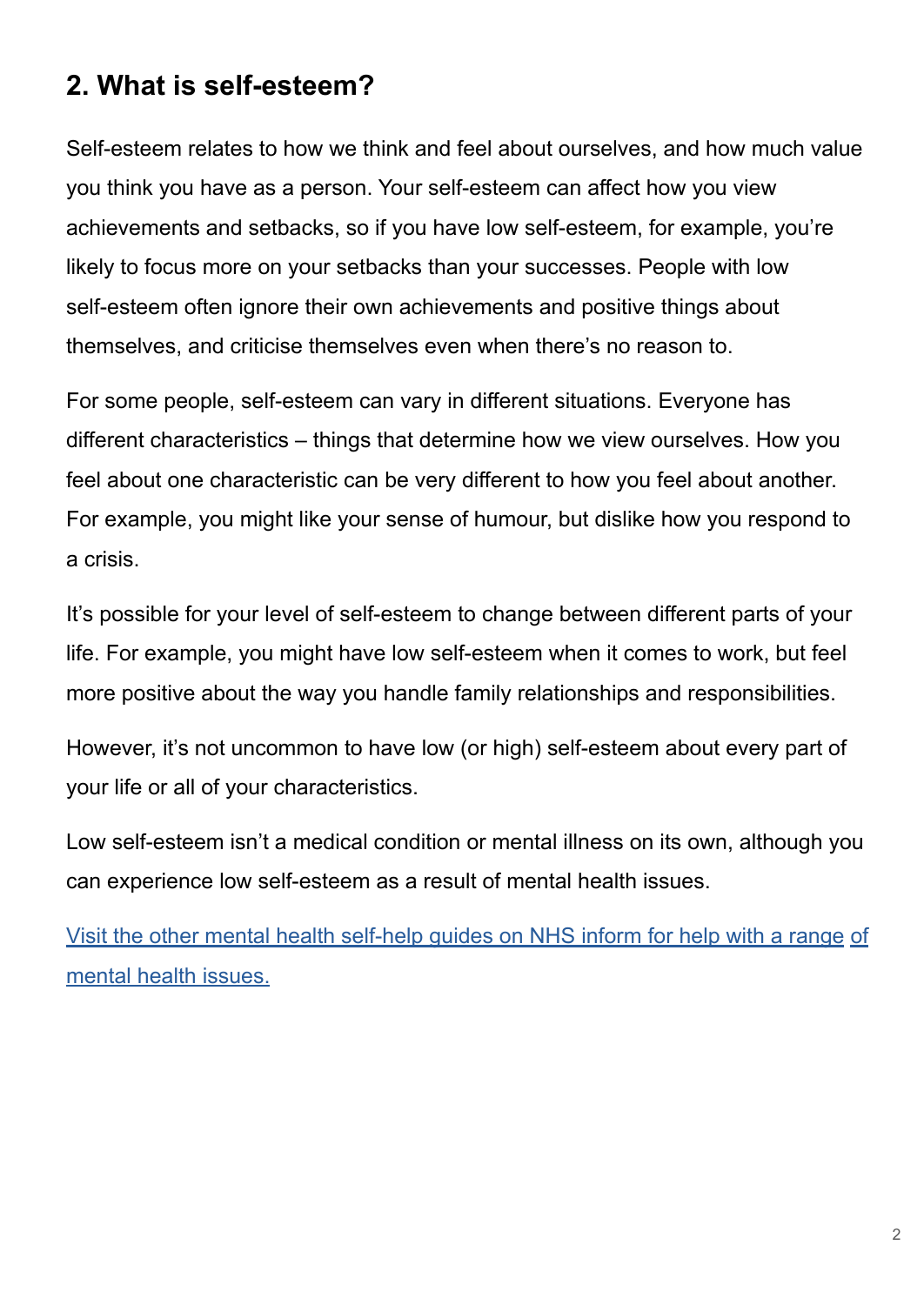## 2. What is self-esteem?

Self-esteem relates to how we think and feel about ourselves, and how much value you think you have as a person. Your self-esteem can affect how you view achievements and setbacks, so if you have low self-esteem, for example, you're likely to focus more on your setbacks than your successes. People with low self-esteem often ignore their own achievements and positive things about themselves, and criticise themselves even when there's no reason to.

For some people, self-esteem can vary in different situations. Everyone has different characteristics – things that determine how we view ourselves. How you feel about one characteristic can be very different to how you feel about another. For example, you might like your sense of humour, but dislike how you respond to a crisis.

It's possible for your level of self-esteem to change between different parts of your life. For example, you might have low self-esteem when it comes to work, but feel more positive about the way you handle family relationships and responsibilities.

However, it's not uncommon to have low (or high) self-esteem about every part of your life or all of your characteristics.

Low self-esteem isn't a medical condition or mental illness on its own, although you can experience low self-esteem as a result of mental health issues.

[Visit the other mental health self-help guides on NHS inform for help with a range of mental health issues.]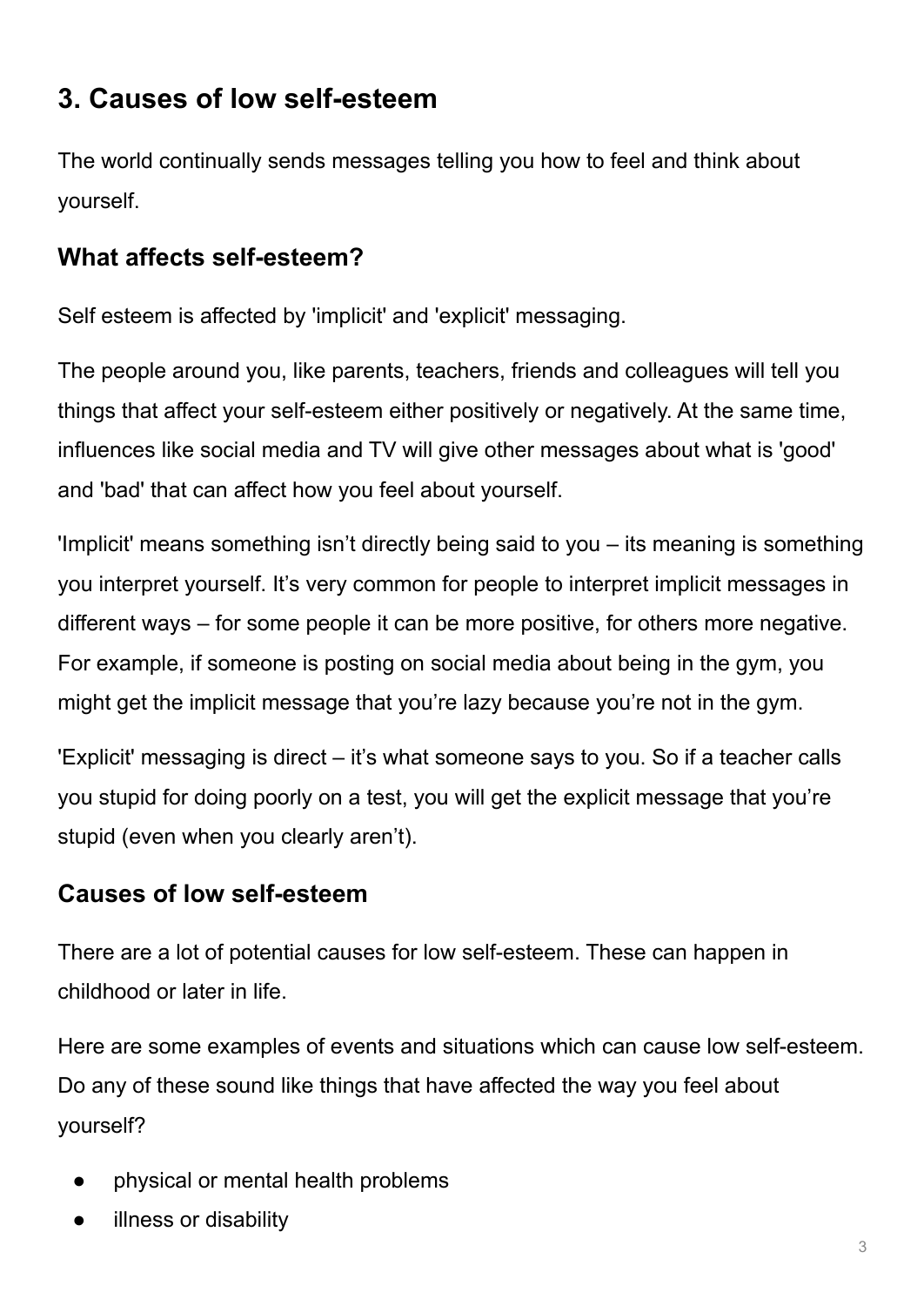## 3. Causes of low self-esteem

The world continually sends messages telling you how to feel and think about yourself.

### What affects self-esteem?

Self esteem is affected by 'implicit' and 'explicit' messaging.

The people around you, like parents, teachers, friends and colleagues will tell you things that affect your self-esteem either positively or negatively. At the same time, influences like social media and TV will give other messages about what is 'good' and 'bad' that can affect how you feel about yourself.

'Implicit' means something isn't directly being said to you – its meaning is something you interpret yourself. It's very common for people to interpret implicit messages in different ways – for some people it can be more positive, for others more negative. For example, if someone is posting on social media about being in the gym, you might get the implicit message that you're lazy because you're not in the gym.

'Explicit' messaging is direct – it's what someone says to you. So if a teacher calls you stupid for doing poorly on a test, you will get the explicit message that you're stupid (even when you clearly aren't).

### Causes of low self-esteem

There are a lot of potential causes for low self-esteem. These can happen in childhood or later in life.

Here are some examples of events and situations which can cause low self-esteem. Do any of these sound like things that have affected the way you feel about yourself?

- physical or mental health problems
- illness or disability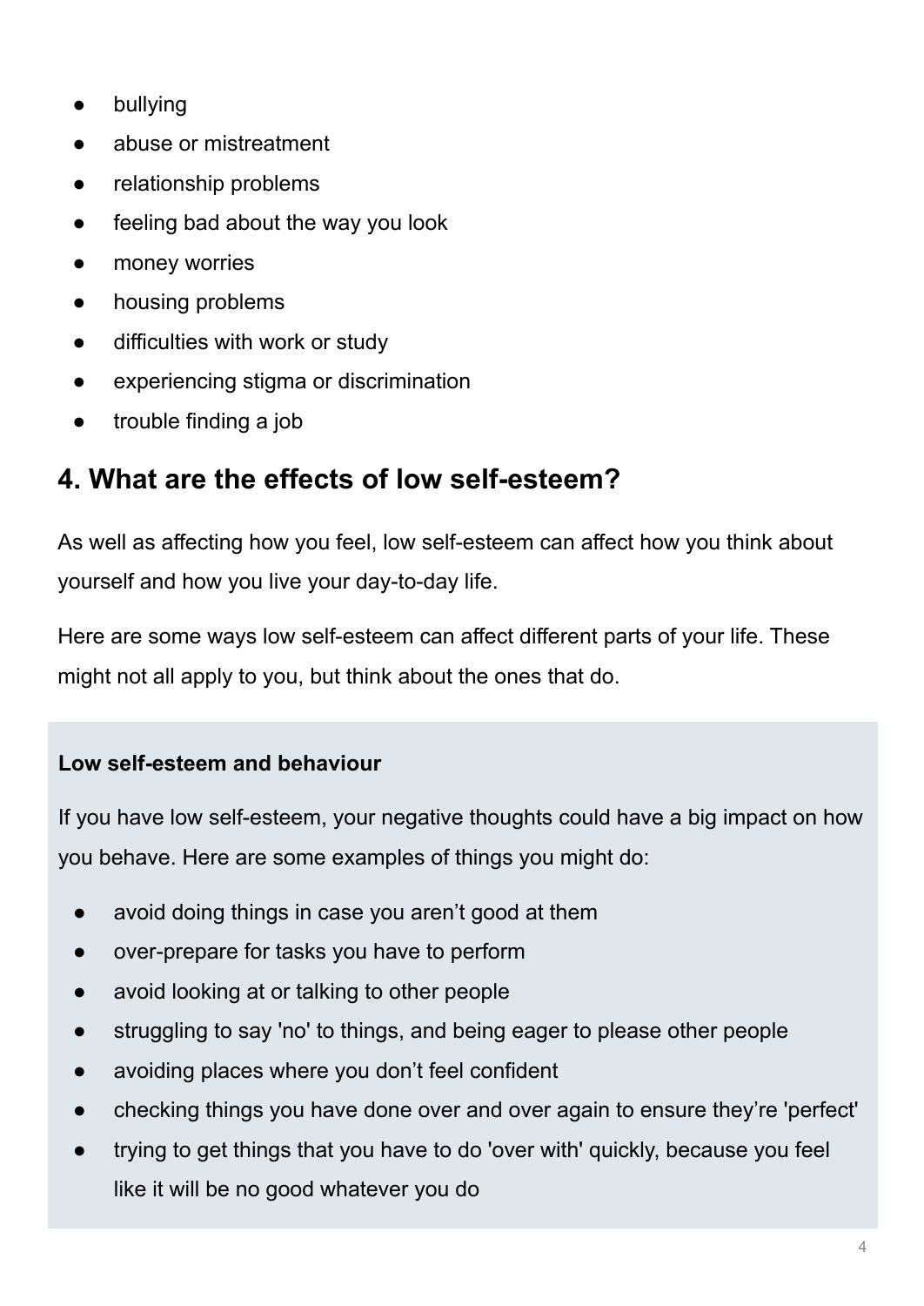- bullying
- abuse or mistreatment
- relationship problems
- feeling bad about the way you look
- money worries
- housing problems
- difficulties with work or study
- experiencing stigma or discrimination
- trouble finding a job

## 4. What are the effects of low self-esteem?

As well as affecting how you feel, low self-esteem can affect how you think about yourself and how you live your day-to-day life.

Here are some ways low self-esteem can affect different parts of your life. These might not all apply to you, but think about the ones that do.

**Low self-esteem and behaviour**

If you have low self-esteem, your negative thoughts could have a big impact on how you behave. Here are some examples of things you might do:

- avoid doing things in case you aren't good at them
- over-prepare for tasks you have to perform
- avoid looking at or talking to other people
- struggling to say 'no' to things, and being eager to please other people
- avoiding places where you don't feel confident
- checking things you have done over and over again to ensure they're 'perfect'
- trying to get things that you have to do 'over with' quickly, because you feel like it will be no good whatever you do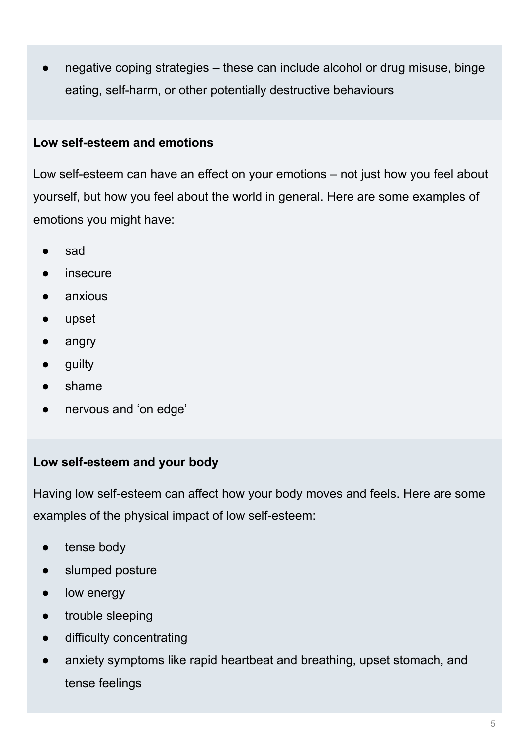- negative coping strategies – these can include alcohol or drug misuse, binge eating, self-harm, or other potentially destructive behaviours

**Low self-esteem and emotions**

Low self-esteem can have an effect on your emotions – not just how you feel about yourself, but how you feel about the world in general. Here are some examples of emotions you might have:

- sad
- insecure
- anxious
- upset
- angry
- guilty
- shame
- nervous and 'on edge'

**Low self-esteem and your body**

Having low self-esteem can affect how your body moves and feels. Here are some examples of the physical impact of low self-esteem:

- tense body
- slumped posture
- low energy
- trouble sleeping
- difficulty concentrating
- anxiety symptoms like rapid heartbeat and breathing, upset stomach, and tense feelings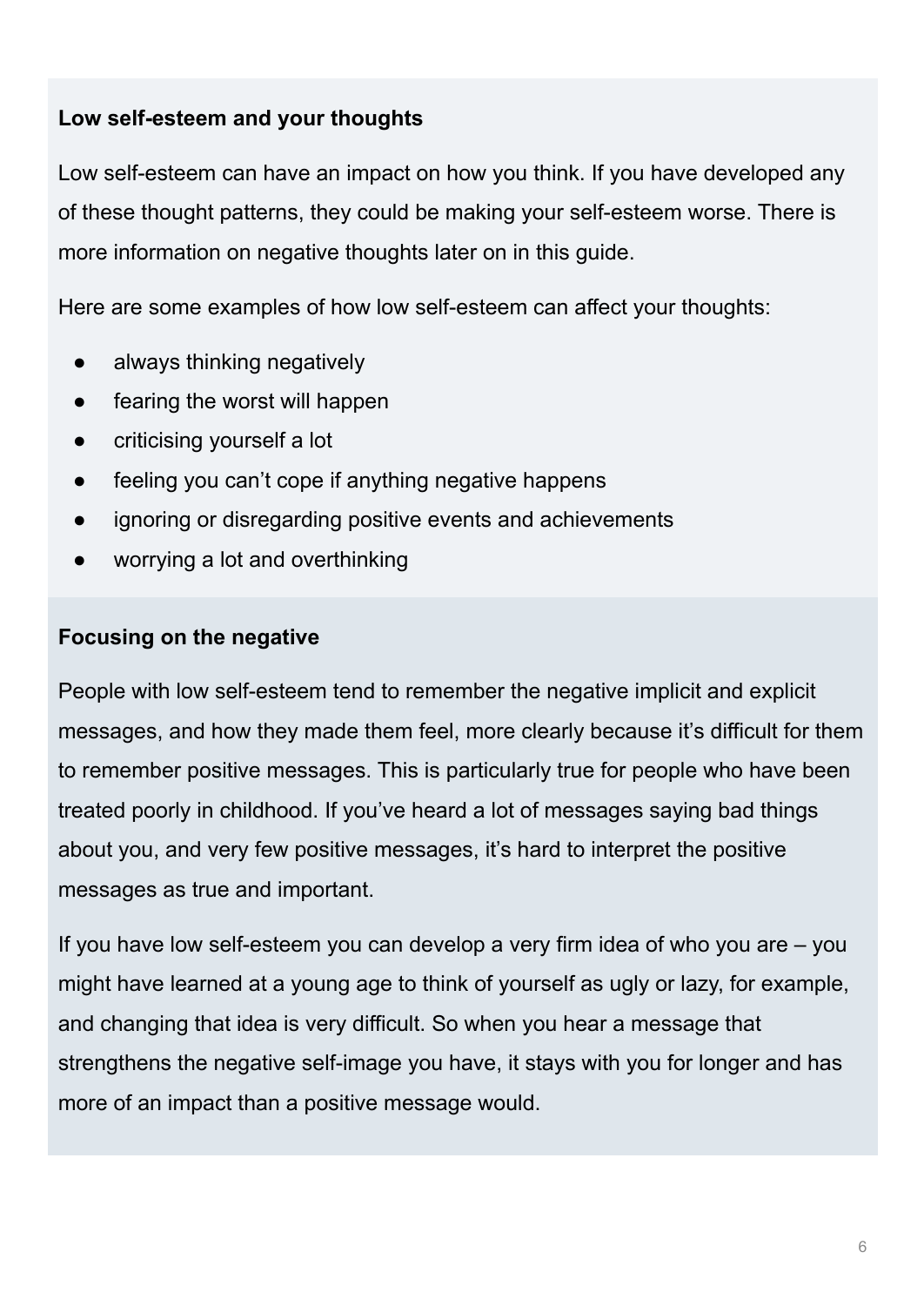### Low self-esteem and your thoughts

Low self-esteem can have an impact on how you think. If you have developed any of these thought patterns, they could be making your self-esteem worse. There is more information on negative thoughts later on in this guide.

Here are some examples of how low self-esteem can affect your thoughts:

- always thinking negatively
- fearing the worst will happen
- criticising yourself a lot
- feeling you can't cope if anything negative happens
- ignoring or disregarding positive events and achievements
- worrying a lot and overthinking

### Focusing on the negative

People with low self-esteem tend to remember the negative implicit and explicit messages, and how they made them feel, more clearly because it's difficult for them to remember positive messages. This is particularly true for people who have been treated poorly in childhood. If you've heard a lot of messages saying bad things about you, and very few positive messages, it's hard to interpret the positive messages as true and important.

If you have low self-esteem you can develop a very firm idea of who you are – you might have learned at a young age to think of yourself as ugly or lazy, for example, and changing that idea is very difficult. So when you hear a message that strengthens the negative self-image you have, it stays with you for longer and has more of an impact than a positive message would.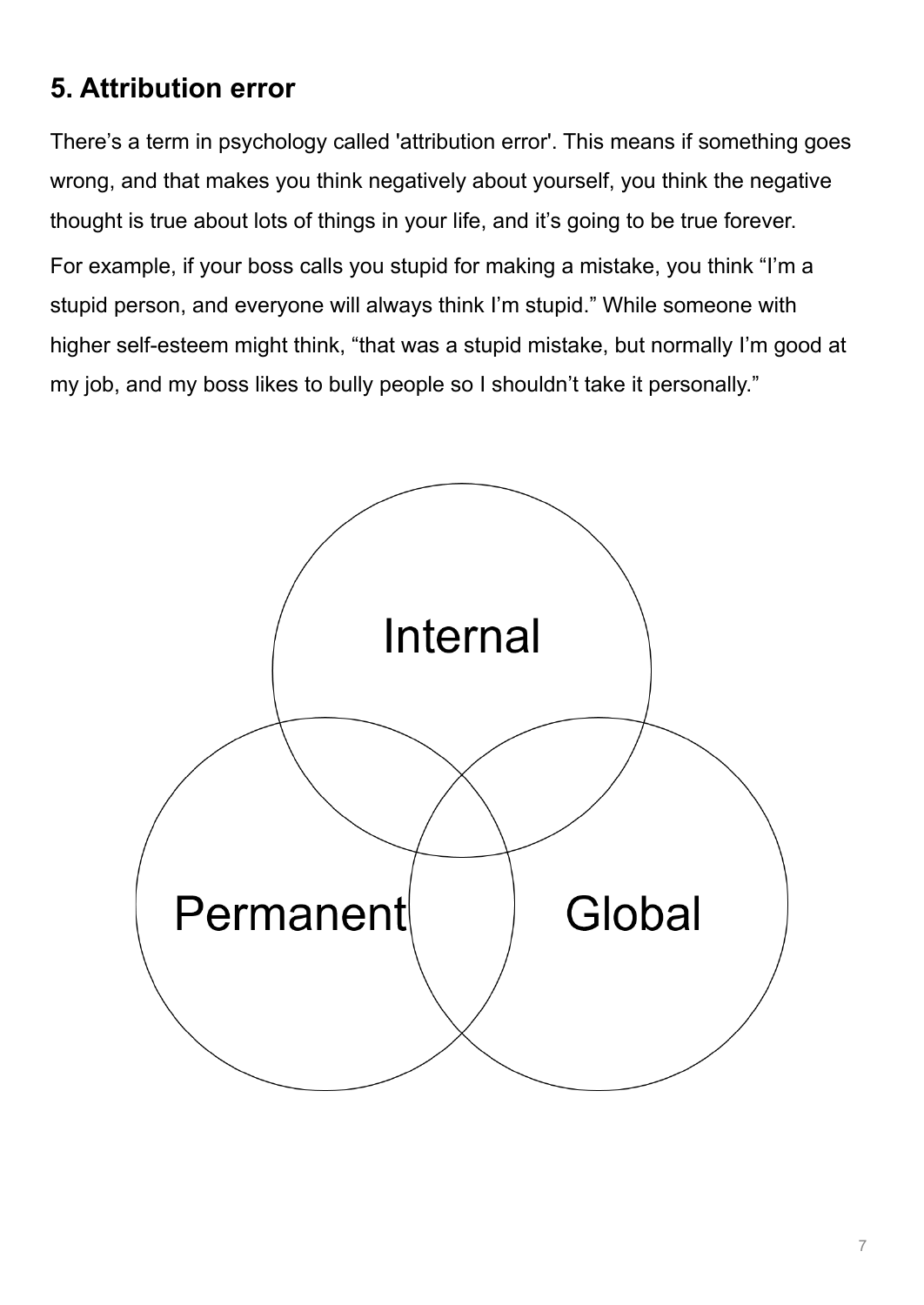## 5. Attribution error

There’s a term in psychology called 'attribution error'. This means if something goes wrong, and that makes you think negatively about yourself, you think the negative thought is true about lots of things in your life, and it’s going to be true forever.

For example, if your boss calls you stupid for making a mistake, you think “I’m a stupid person, and everyone will always think I’m stupid.” While someone with higher self-esteem might think, “that was a stupid mistake, but normally I’m good at my job, and my boss likes to bully people so I shouldn’t take it personally.”

Internal

Permanent

Global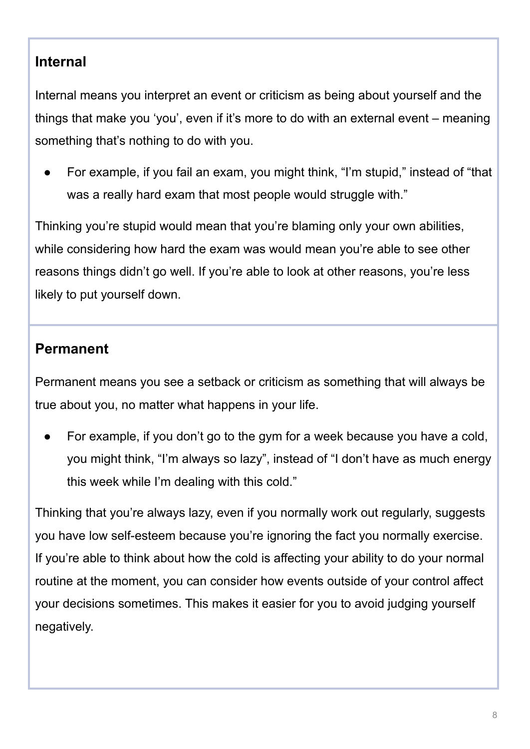## Internal

Internal means you interpret an event or criticism as being about yourself and the things that make you 'you', even if it's more to do with an external event – meaning something that's nothing to do with you.

- For example, if you fail an exam, you might think, "I'm stupid," instead of "that was a really hard exam that most people would struggle with."

Thinking you're stupid would mean that you're blaming only your own abilities, while considering how hard the exam was would mean you're able to see other reasons things didn't go well. If you're able to look at other reasons, you're less likely to put yourself down.

## Permanent

Permanent means you see a setback or criticism as something that will always be true about you, no matter what happens in your life.

- For example, if you don't go to the gym for a week because you have a cold, you might think, "I'm always so lazy", instead of "I don't have as much energy this week while I'm dealing with this cold."

Thinking that you're always lazy, even if you normally work out regularly, suggests you have low self-esteem because you're ignoring the fact you normally exercise. If you're able to think about how the cold is affecting your ability to do your normal routine at the moment, you can consider how events outside of your control affect your decisions sometimes. This makes it easier for you to avoid judging yourself negatively.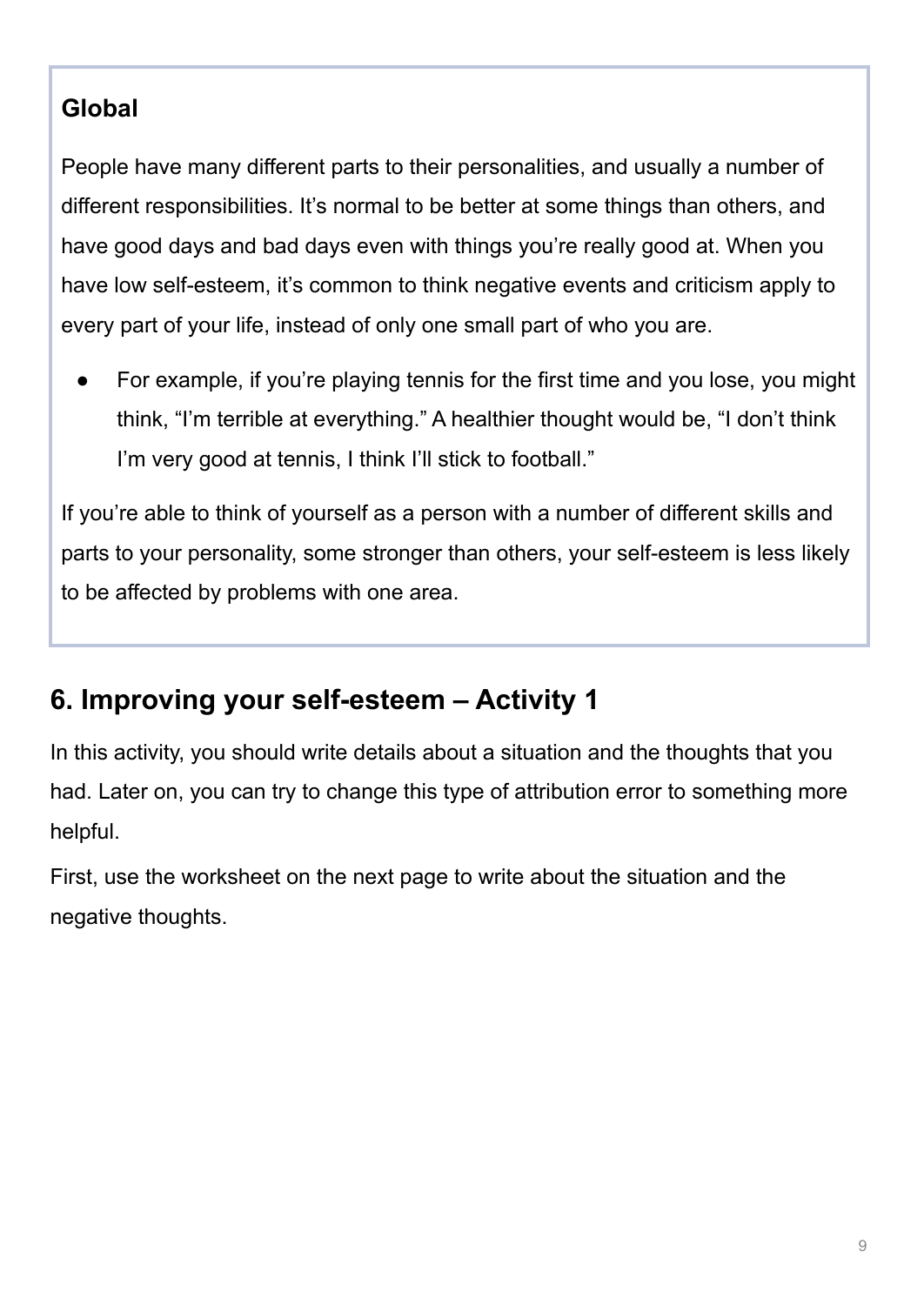### Global

People have many different parts to their personalities, and usually a number of different responsibilities. It's normal to be better at some things than others, and have good days and bad days even with things you're really good at. When you have low self-esteem, it's common to think negative events and criticism apply to every part of your life, instead of only one small part of who you are.

- For example, if you're playing tennis for the first time and you lose, you might think, "I'm terrible at everything." A healthier thought would be, "I don't think I'm very good at tennis, I think I'll stick to football."

If you're able to think of yourself as a person with a number of different skills and parts to your personality, some stronger than others, your self-esteem is less likely to be affected by problems with one area.

## 6. Improving your self-esteem – Activity 1

In this activity, you should write details about a situation and the thoughts that you had. Later on, you can try to change this type of attribution error to something more helpful.

First, use the worksheet on the next page to write about the situation and the negative thoughts.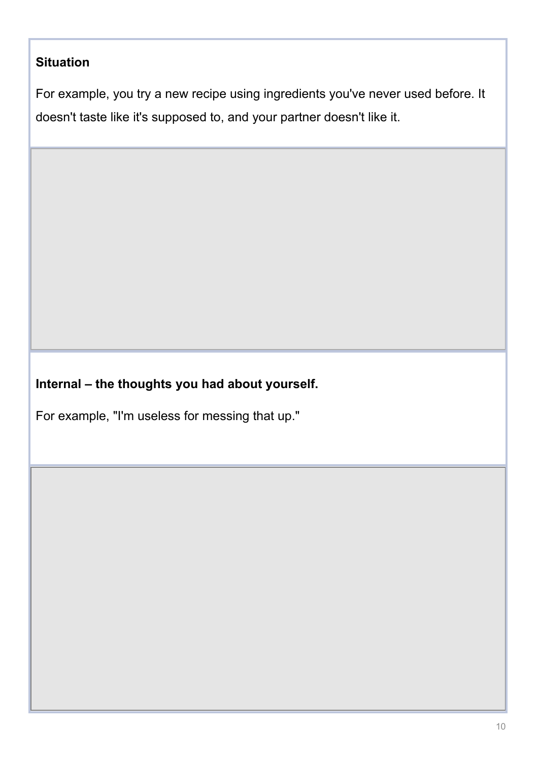**Situation**

For example, you try a new recipe using ingredients you've never used before. It doesn't taste like it's supposed to, and your partner doesn't like it.

**Internal – the thoughts you had about yourself.**

For example, "I'm useless for messing that up."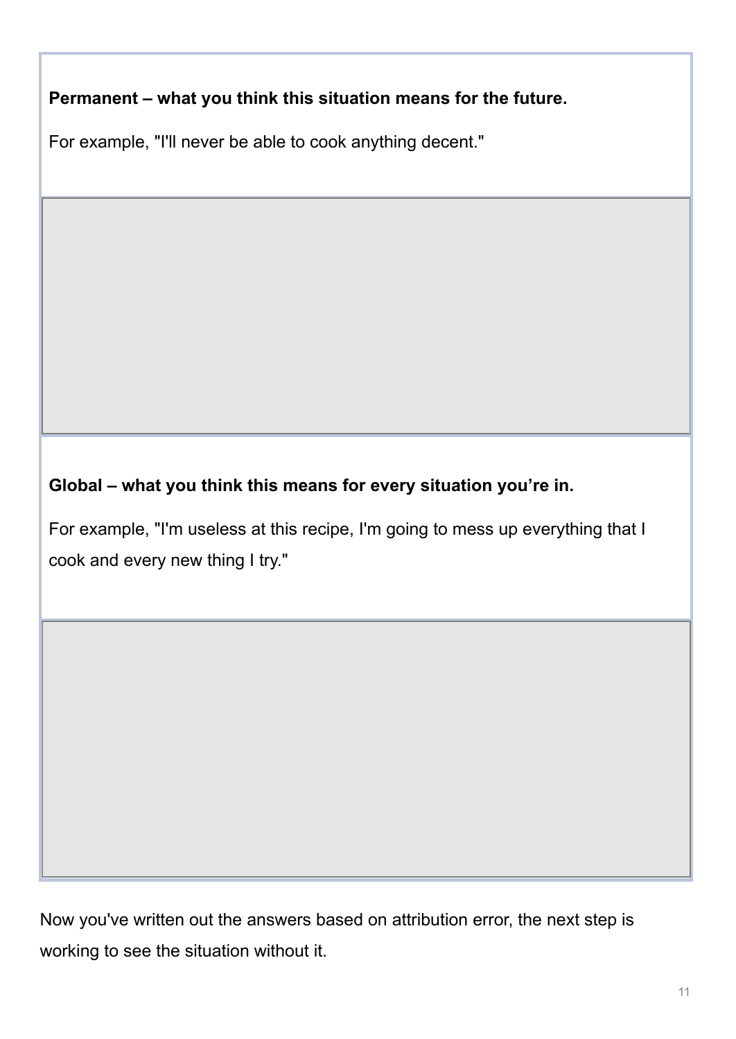**Permanent – what you think this situation means for the future.**

For example, "I'll never be able to cook anything decent."

**Global – what you think this means for every situation you're in.**

For example, "I'm useless at this recipe, I'm going to mess up everything that I cook and every new thing I try."

Now you've written out the answers based on attribution error, the next step is working to see the situation without it.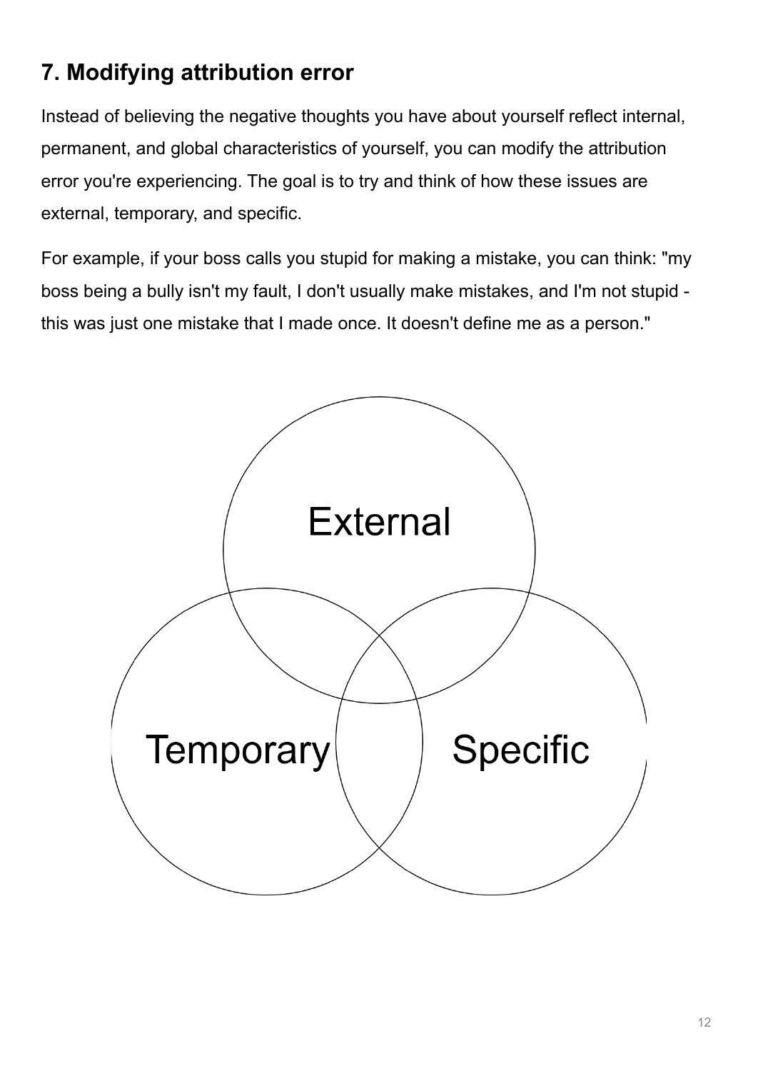## 7. Modifying attribution error

Instead of believing the negative thoughts you have about yourself reflect internal, permanent, and global characteristics of yourself, you can modify the attribution error you're experiencing. The goal is to try and think of how these issues are external, temporary, and specific.

For example, if your boss calls you stupid for making a mistake, you can think: "my boss being a bully isn't my fault, I don't usually make mistakes, and I'm not stupid - this was just one mistake that I made once. It doesn't define me as a person."

External

Temporary

Specific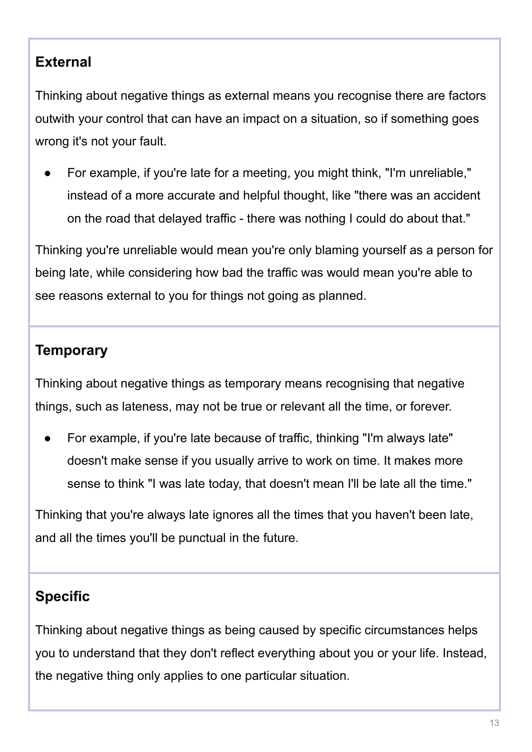### External

Thinking about negative things as external means you recognise there are factors outwith your control that can have an impact on a situation, so if something goes wrong it's not your fault.

- For example, if you're late for a meeting, you might think, "I'm unreliable," instead of a more accurate and helpful thought, like "there was an accident on the road that delayed traffic - there was nothing I could do about that."

Thinking you're unreliable would mean you're only blaming yourself as a person for being late, while considering how bad the traffic was would mean you're able to see reasons external to you for things not going as planned.

### Temporary

Thinking about negative things as temporary means recognising that negative things, such as lateness, may not be true or relevant all the time, or forever.

- For example, if you're late because of traffic, thinking "I'm always late" doesn't make sense if you usually arrive to work on time. It makes more sense to think "I was late today, that doesn't mean I'll be late all the time."

Thinking that you're always late ignores all the times that you haven't been late, and all the times you'll be punctual in the future.

### Specific

Thinking about negative things as being caused by specific circumstances helps you to understand that they don't reflect everything about you or your life. Instead, the negative thing only applies to one particular situation.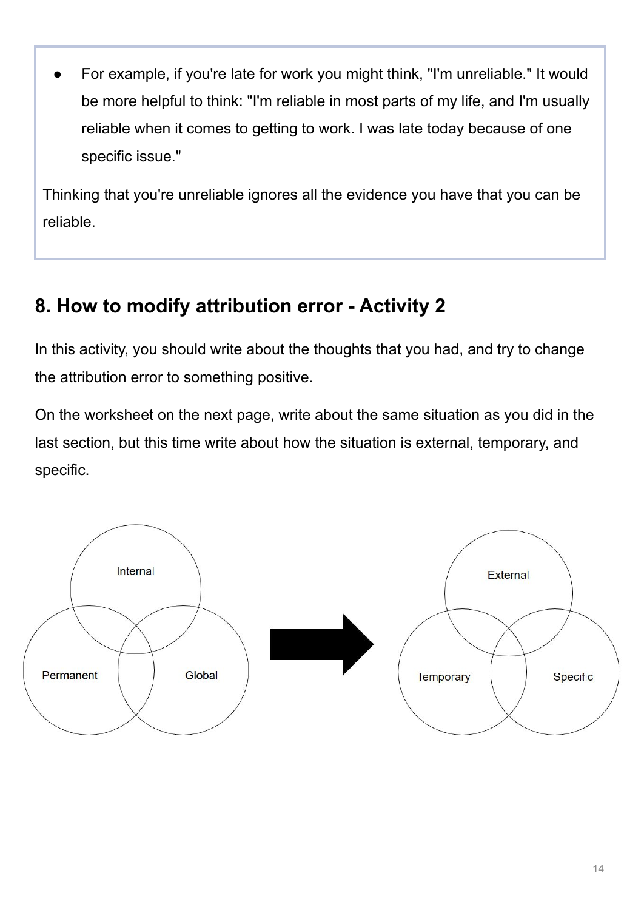- For example, if you're late for work you might think, "I'm unreliable." It would be more helpful to think: "I'm reliable in most parts of my life, and I'm usually reliable when it comes to getting to work. I was late today because of one specific issue."

Thinking that you're unreliable ignores all the evidence you have that you can be reliable.

## 8. How to modify attribution error - Activity 2

In this activity, you should write about the thoughts that you had, and try to change the attribution error to something positive.

On the worksheet on the next page, write about the same situation as you did in the last section, but this time write about how the situation is external, temporary, and specific.

Internal, Permanent, Global → External, Temporary, Specific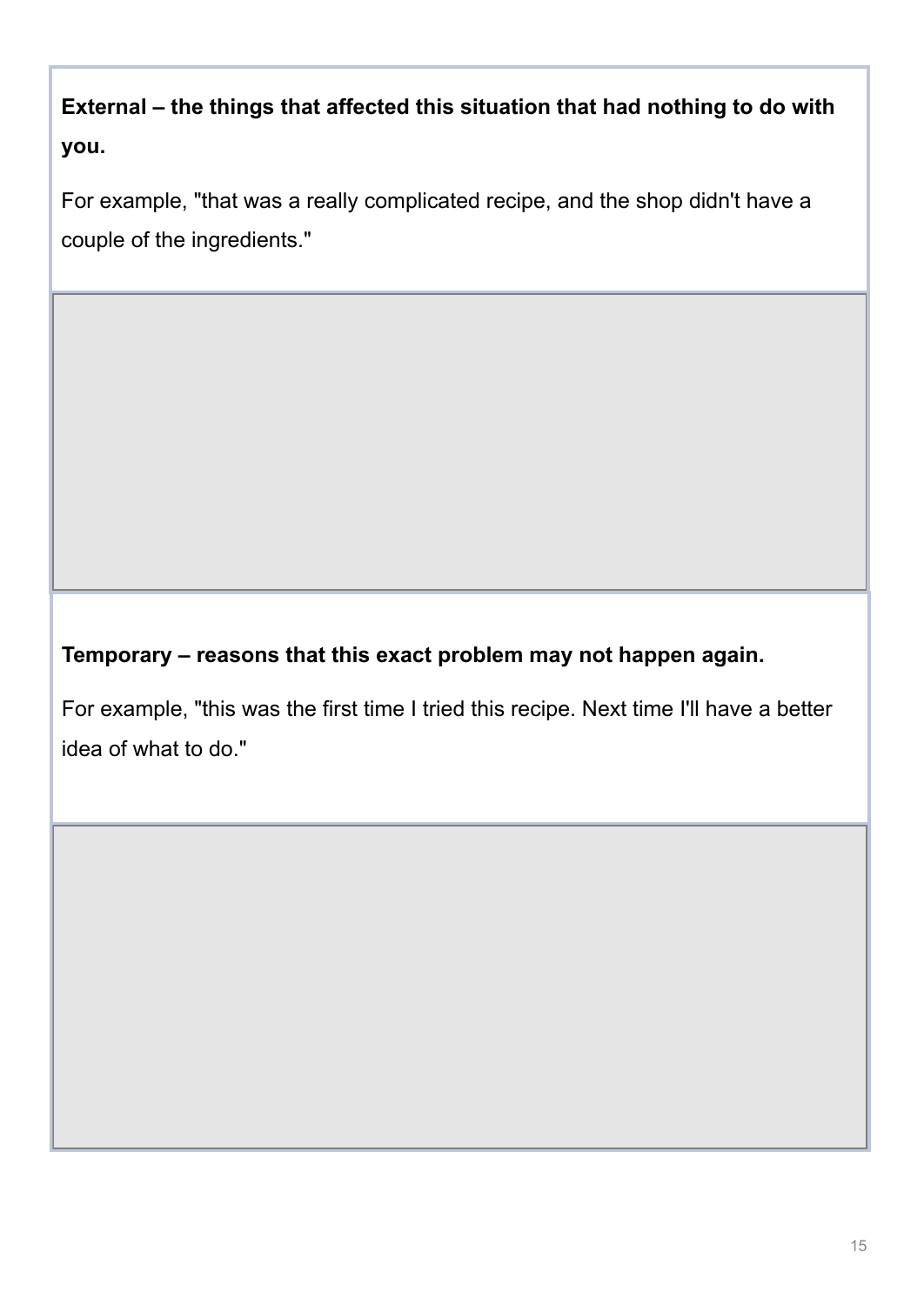**External – the things that affected this situation that had nothing to do with you.**

For example, "that was a really complicated recipe, and the shop didn't have a couple of the ingredients."

**Temporary – reasons that this exact problem may not happen again.**

For example, "this was the first time I tried this recipe. Next time I'll have a better idea of what to do."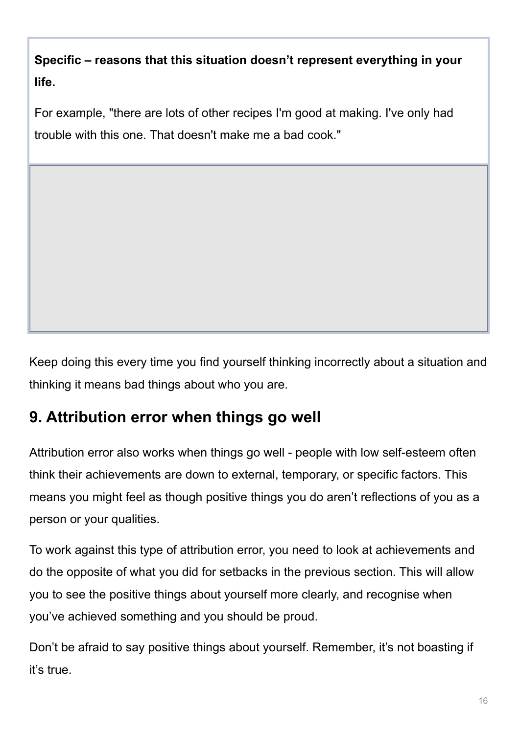**Specific – reasons that this situation doesn't represent everything in your life.**

For example, "there are lots of other recipes I'm good at making. I've only had trouble with this one. That doesn't make me a bad cook."

Keep doing this every time you find yourself thinking incorrectly about a situation and thinking it means bad things about who you are.

## 9. Attribution error when things go well

Attribution error also works when things go well - people with low self-esteem often think their achievements are down to external, temporary, or specific factors. This means you might feel as though positive things you do aren't reflections of you as a person or your qualities.

To work against this type of attribution error, you need to look at achievements and do the opposite of what you did for setbacks in the previous section. This will allow you to see the positive things about yourself more clearly, and recognise when you've achieved something and you should be proud.

Don't be afraid to say positive things about yourself. Remember, it's not boasting if it's true.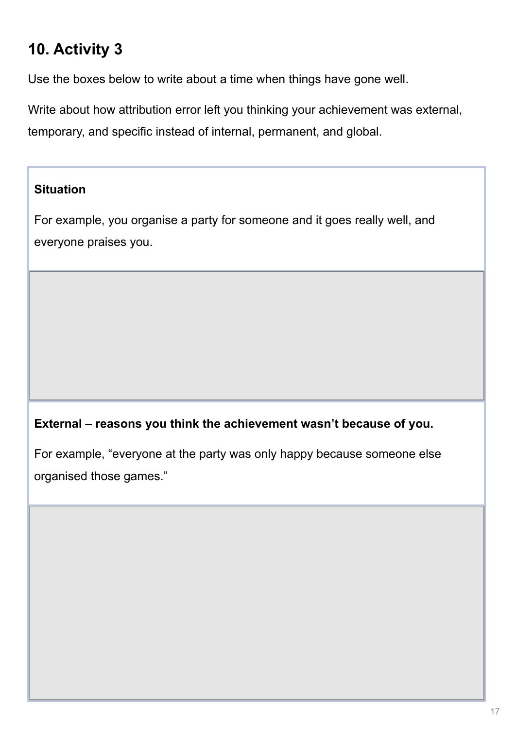## 10. Activity 3

Use the boxes below to write about a time when things have gone well.

Write about how attribution error left you thinking your achievement was external, temporary, and specific instead of internal, permanent, and global.

**Situation**

For example, you organise a party for someone and it goes really well, and everyone praises you.

**External – reasons you think the achievement wasn't because of you.**

For example, "everyone at the party was only happy because someone else organised those games."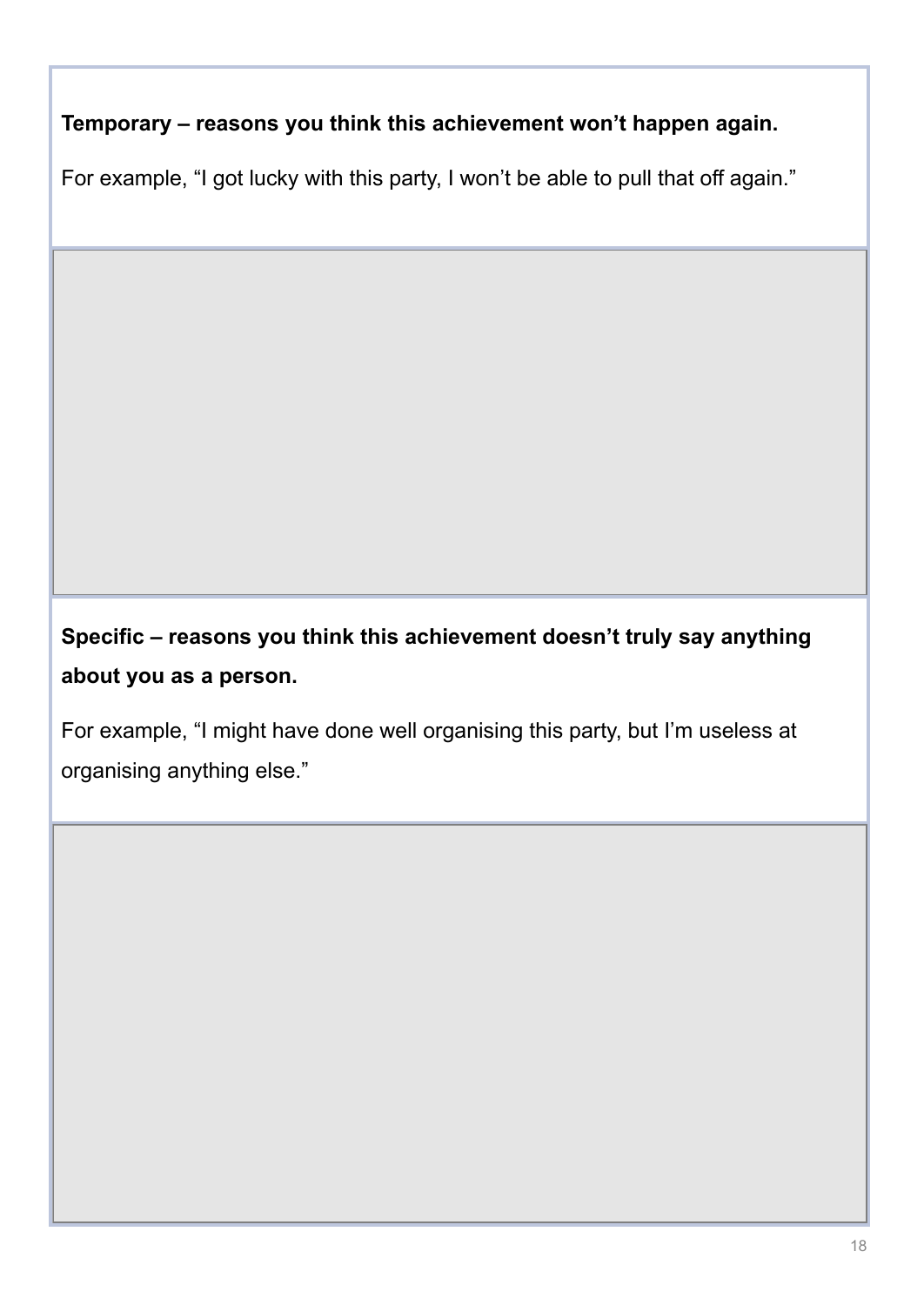**Temporary – reasons you think this achievement won't happen again.**

For example, "I got lucky with this party, I won't be able to pull that off again."

**Specific – reasons you think this achievement doesn't truly say anything about you as a person.**

For example, "I might have done well organising this party, but I'm useless at organising anything else."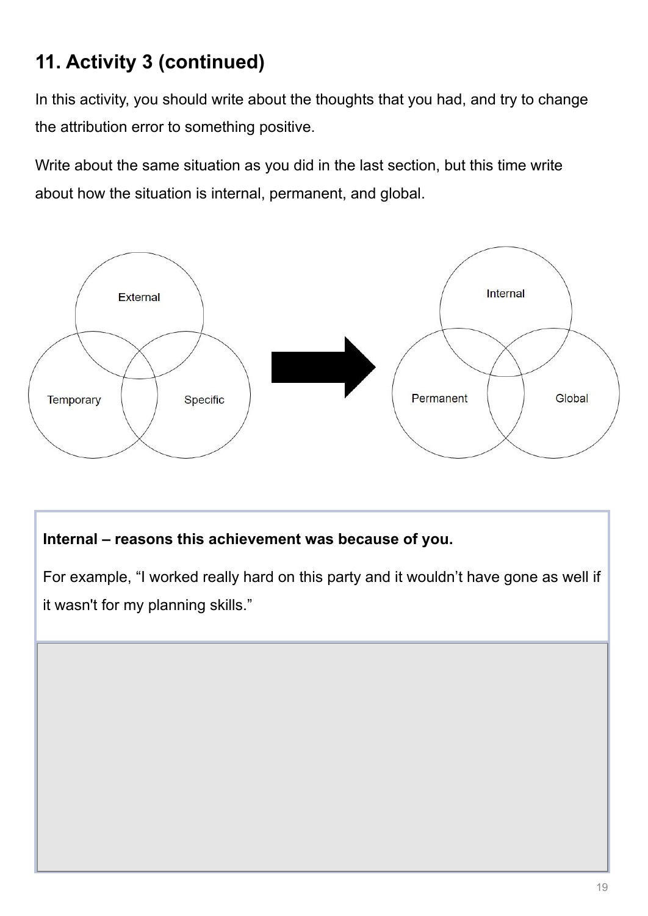## 11. Activity 3 (continued)

In this activity, you should write about the thoughts that you had, and try to change the attribution error to something positive.

Write about the same situation as you did in the last section, but this time write about how the situation is internal, permanent, and global.

External

Temporary

Specific

Internal

Permanent

Global

**Internal – reasons this achievement was because of you.**

For example, "I worked really hard on this party and it wouldn't have gone as well if it wasn't for my planning skills."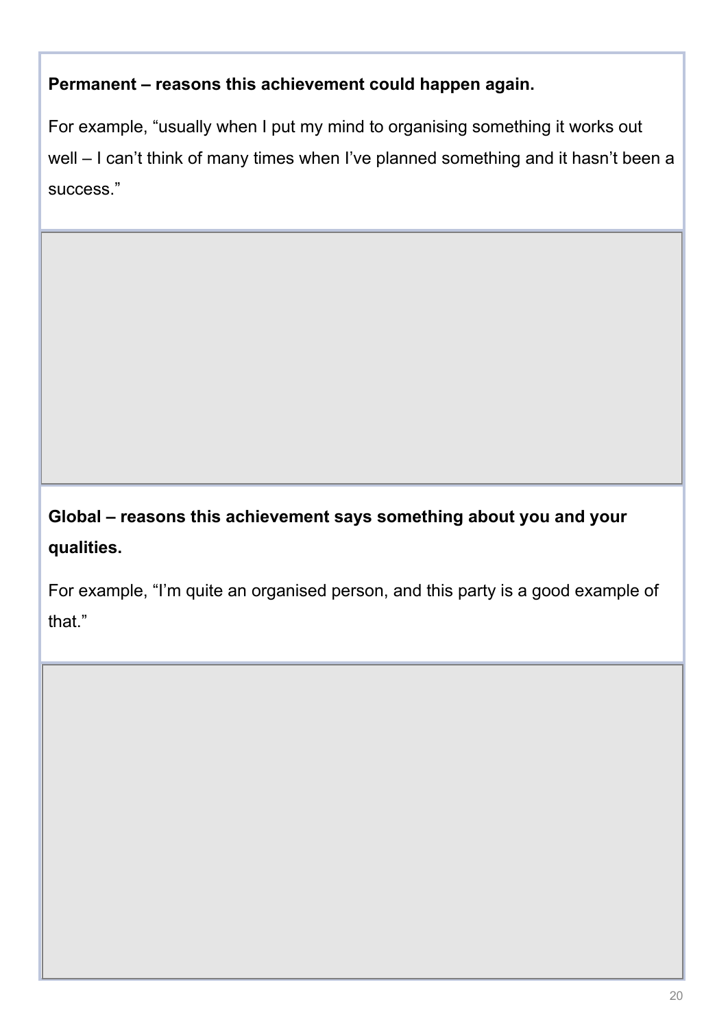**Permanent – reasons this achievement could happen again.**

For example, "usually when I put my mind to organising something it works out well – I can't think of many times when I've planned something and it hasn't been a success."

**Global – reasons this achievement says something about you and your qualities.**

For example, "I'm quite an organised person, and this party is a good example of that."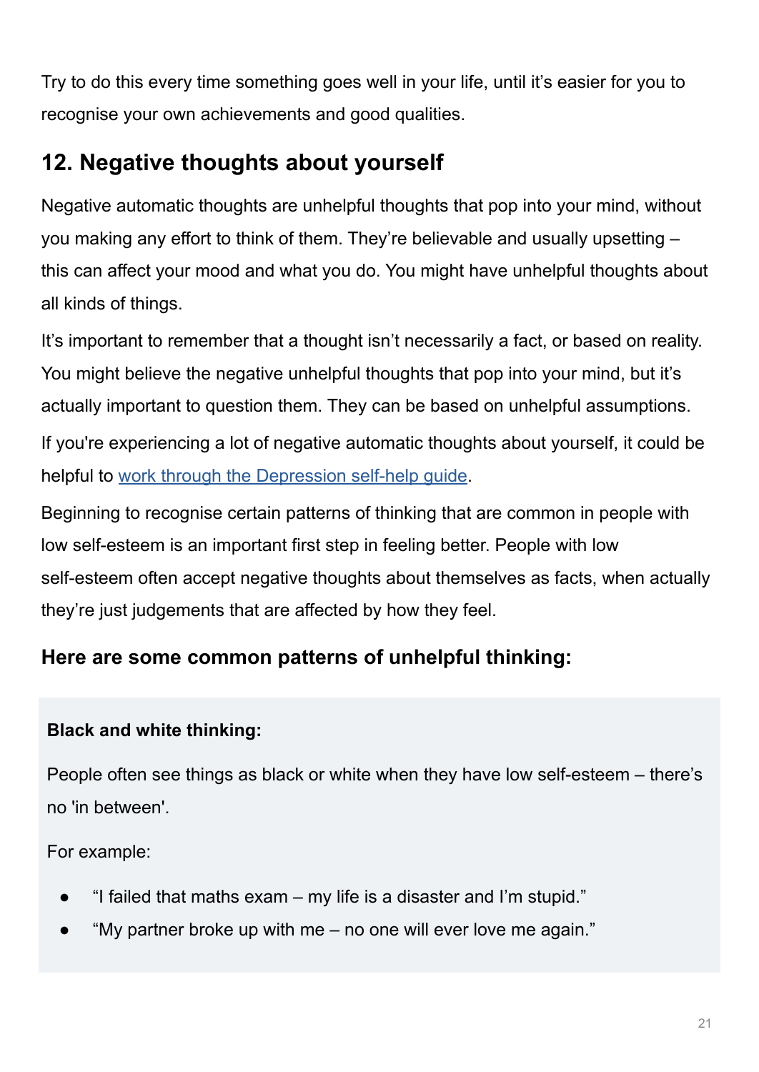Try to do this every time something goes well in your life, until it's easier for you to recognise your own achievements and good qualities.

## 12. Negative thoughts about yourself

Negative automatic thoughts are unhelpful thoughts that pop into your mind, without you making any effort to think of them. They're believable and usually upsetting – this can affect your mood and what you do. You might have unhelpful thoughts about all kinds of things.

It's important to remember that a thought isn't necessarily a fact, or based on reality. You might believe the negative unhelpful thoughts that pop into your mind, but it's actually important to question them. They can be based on unhelpful assumptions.

If you're experiencing a lot of negative automatic thoughts about yourself, it could be helpful to work through the Depression self-help guide.

Beginning to recognise certain patterns of thinking that are common in people with low self-esteem is an important first step in feeling better. People with low self-esteem often accept negative thoughts about themselves as facts, when actually they're just judgements that are affected by how they feel.

### Here are some common patterns of unhelpful thinking:

**Black and white thinking:**

People often see things as black or white when they have low self-esteem – there's no 'in between'.

For example:

- "I failed that maths exam – my life is a disaster and I'm stupid."
- "My partner broke up with me – no one will ever love me again."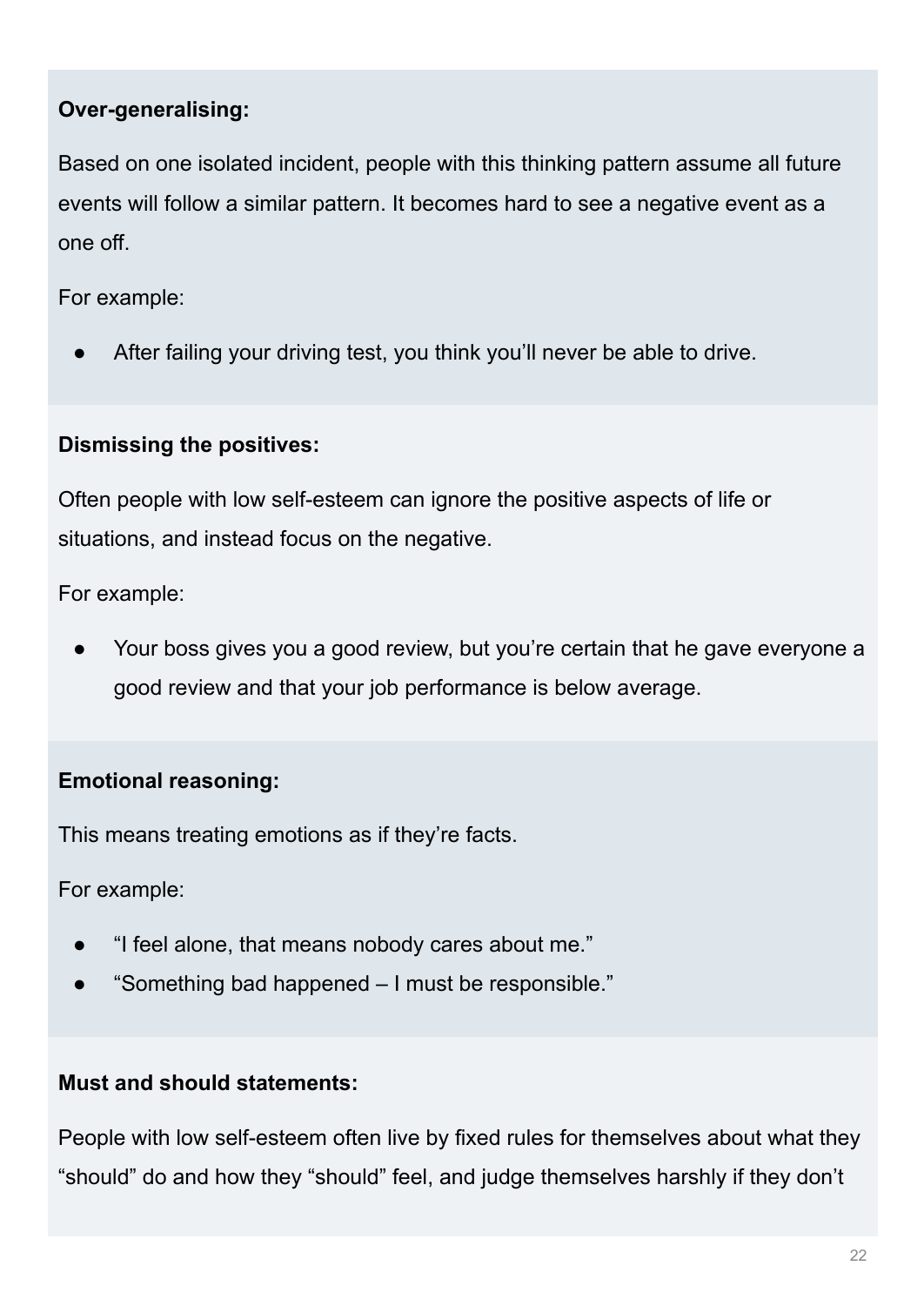**Over-generalising:**

Based on one isolated incident, people with this thinking pattern assume all future events will follow a similar pattern. It becomes hard to see a negative event as a one off.

For example:

- After failing your driving test, you think you'll never be able to drive.

**Dismissing the positives:**

Often people with low self-esteem can ignore the positive aspects of life or situations, and instead focus on the negative.

For example:

- Your boss gives you a good review, but you're certain that he gave everyone a good review and that your job performance is below average.

**Emotional reasoning:**

This means treating emotions as if they're facts.

For example:

- "I feel alone, that means nobody cares about me."
- "Something bad happened – I must be responsible."

**Must and should statements:**

People with low self-esteem often live by fixed rules for themselves about what they "should" do and how they "should" feel, and judge themselves harshly if they don't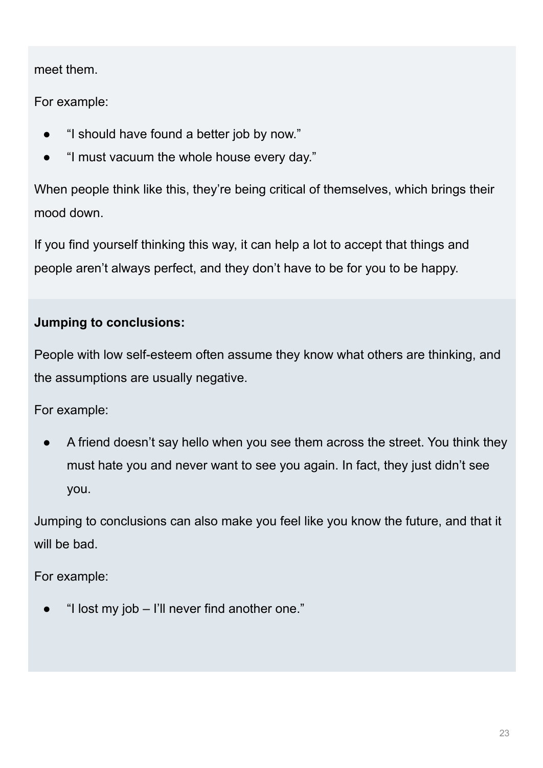meet them.

For example:

- “I should have found a better job by now.”
- “I must vacuum the whole house every day.”

When people think like this, they’re being critical of themselves, which brings their mood down.

If you find yourself thinking this way, it can help a lot to accept that things and people aren’t always perfect, and they don’t have to be for you to be happy.

**Jumping to conclusions:**

People with low self-esteem often assume they know what others are thinking, and the assumptions are usually negative.

For example:

- A friend doesn’t say hello when you see them across the street. You think they must hate you and never want to see you again. In fact, they just didn’t see you.

Jumping to conclusions can also make you feel like you know the future, and that it will be bad.

For example:

- “I lost my job – I’ll never find another one.”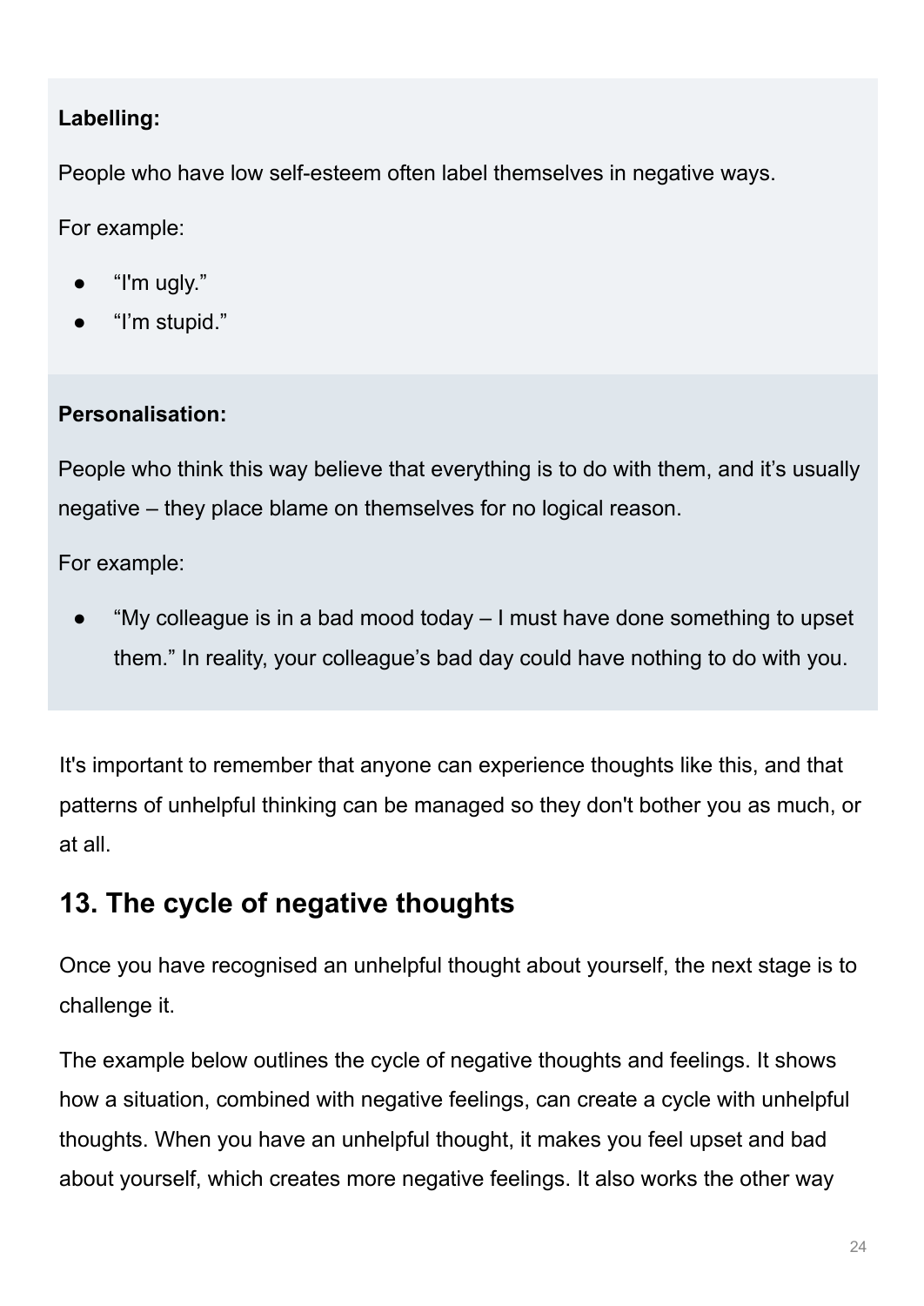**Labelling:**

People who have low self-esteem often label themselves in negative ways.

For example:

- “I'm ugly.”
- “I’m stupid.”

**Personalisation:**

People who think this way believe that everything is to do with them, and it’s usually negative – they place blame on themselves for no logical reason.

For example:

- “My colleague is in a bad mood today – I must have done something to upset them.” In reality, your colleague’s bad day could have nothing to do with you.

It's important to remember that anyone can experience thoughts like this, and that patterns of unhelpful thinking can be managed so they don't bother you as much, or at all.

## 13. The cycle of negative thoughts

Once you have recognised an unhelpful thought about yourself, the next stage is to challenge it.

The example below outlines the cycle of negative thoughts and feelings. It shows how a situation, combined with negative feelings, can create a cycle with unhelpful thoughts. When you have an unhelpful thought, it makes you feel upset and bad about yourself, which creates more negative feelings. It also works the other way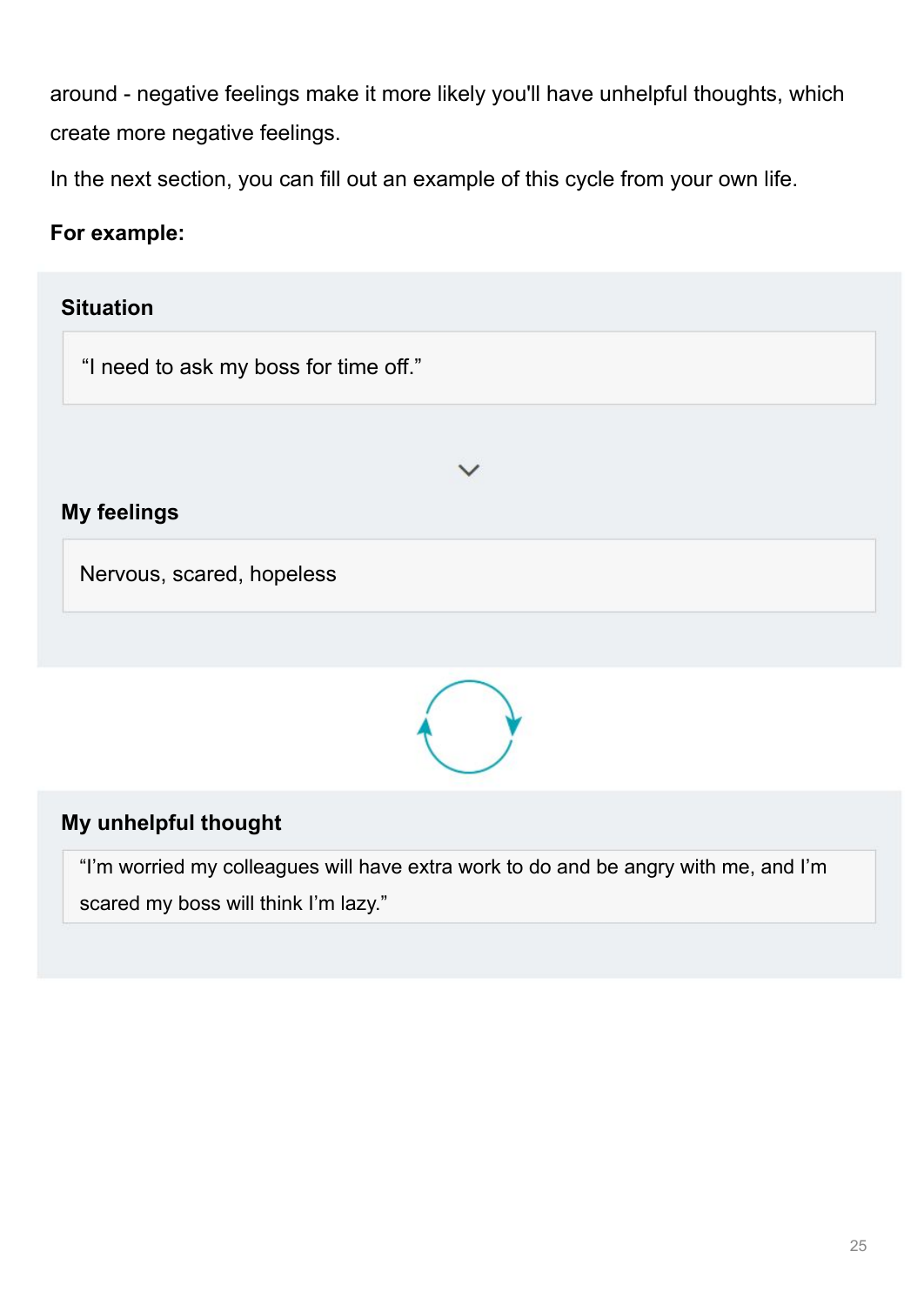around - negative feelings make it more likely you'll have unhelpful thoughts, which create more negative feelings.

In the next section, you can fill out an example of this cycle from your own life.

**For example:**

**Situation**

"I need to ask my boss for time off."

**My feelings**

Nervous, scared, hopeless

**My unhelpful thought**

"I'm worried my colleagues will have extra work to do and be angry with me, and I'm scared my boss will think I'm lazy."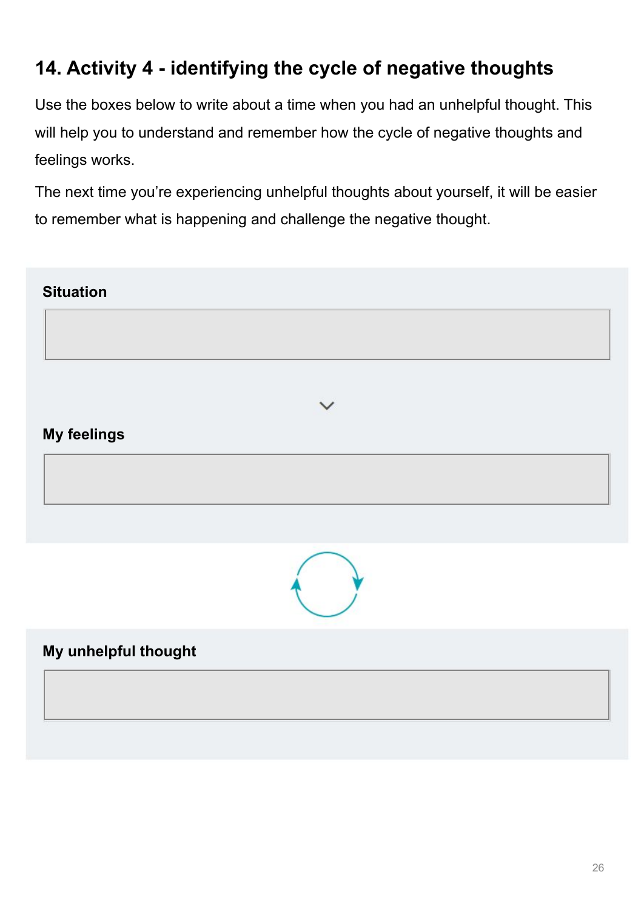## 14. Activity 4 - identifying the cycle of negative thoughts

Use the boxes below to write about a time when you had an unhelpful thought. This will help you to understand and remember how the cycle of negative thoughts and feelings works.

The next time you're experiencing unhelpful thoughts about yourself, it will be easier to remember what is happening and challenge the negative thought.

**Situation**

**My feelings**

**My unhelpful thought**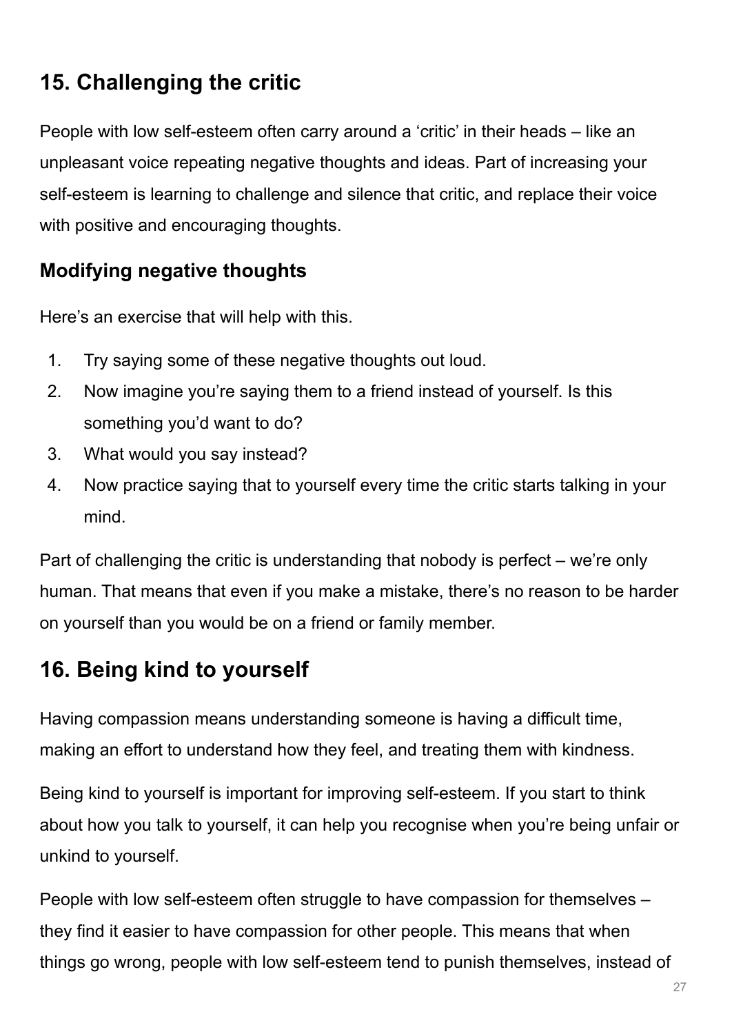## 15. Challenging the critic

People with low self-esteem often carry around a ‘critic’ in their heads – like an unpleasant voice repeating negative thoughts and ideas. Part of increasing your self-esteem is learning to challenge and silence that critic, and replace their voice with positive and encouraging thoughts.

### Modifying negative thoughts

Here’s an exercise that will help with this.

1. Try saying some of these negative thoughts out loud.
2. Now imagine you’re saying them to a friend instead of yourself. Is this something you’d want to do?
3. What would you say instead?
4. Now practice saying that to yourself every time the critic starts talking in your mind.

Part of challenging the critic is understanding that nobody is perfect – we’re only human. That means that even if you make a mistake, there’s no reason to be harder on yourself than you would be on a friend or family member.

## 16. Being kind to yourself

Having compassion means understanding someone is having a difficult time, making an effort to understand how they feel, and treating them with kindness.

Being kind to yourself is important for improving self-esteem. If you start to think about how you talk to yourself, it can help you recognise when you’re being unfair or unkind to yourself.

People with low self-esteem often struggle to have compassion for themselves – they find it easier to have compassion for other people. This means that when things go wrong, people with low self-esteem tend to punish themselves, instead of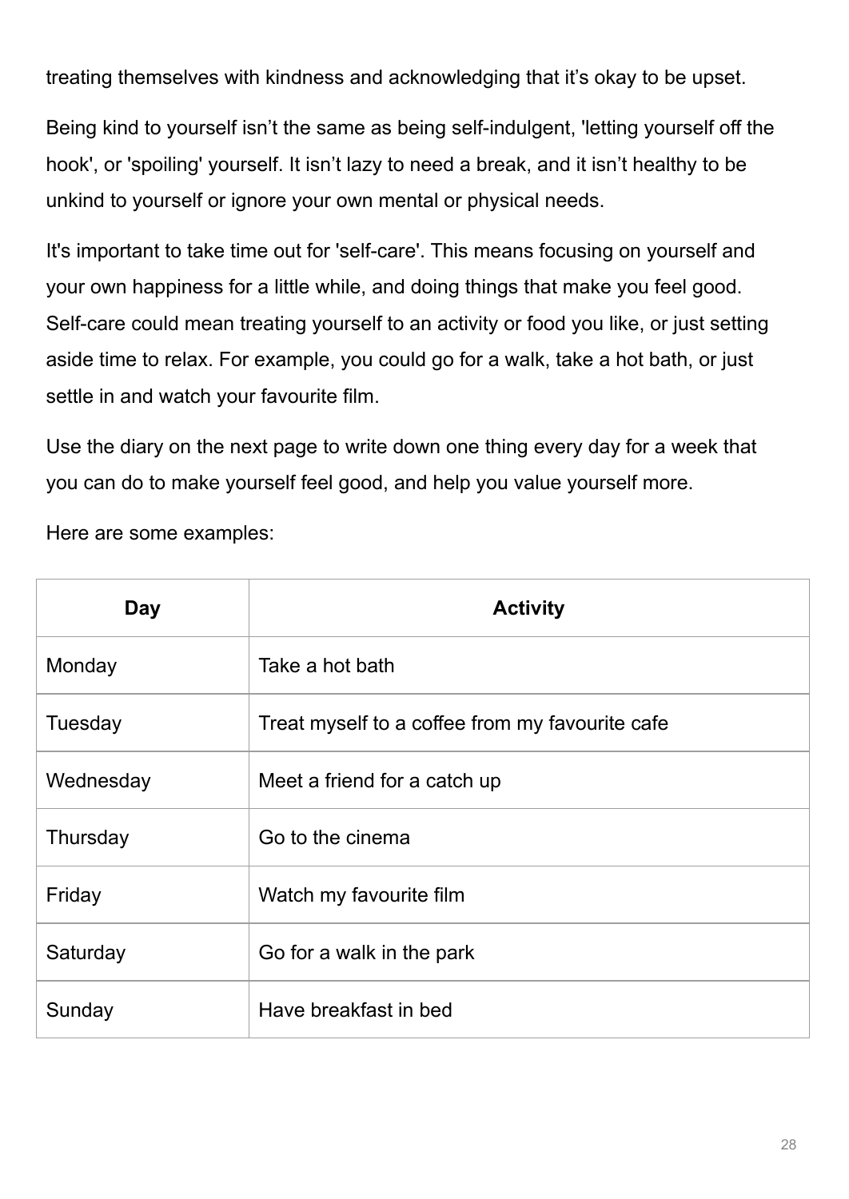treating themselves with kindness and acknowledging that it's okay to be upset.

Being kind to yourself isn't the same as being self-indulgent, 'letting yourself off the hook', or 'spoiling' yourself. It isn't lazy to need a break, and it isn't healthy to be unkind to yourself or ignore your own mental or physical needs.

It's important to take time out for 'self-care'. This means focusing on yourself and your own happiness for a little while, and doing things that make you feel good. Self-care could mean treating yourself to an activity or food you like, or just setting aside time to relax. For example, you could go for a walk, take a hot bath, or just settle in and watch your favourite film.

Use the diary on the next page to write down one thing every day for a week that you can do to make yourself feel good, and help you value yourself more.

Here are some examples:

| Day | Activity |
|---|---|
| Monday | Take a hot bath |
| Tuesday | Treat myself to a coffee from my favourite cafe |
| Wednesday | Meet a friend for a catch up |
| Thursday | Go to the cinema |
| Friday | Watch my favourite film |
| Saturday | Go for a walk in the park |
| Sunday | Have breakfast in bed |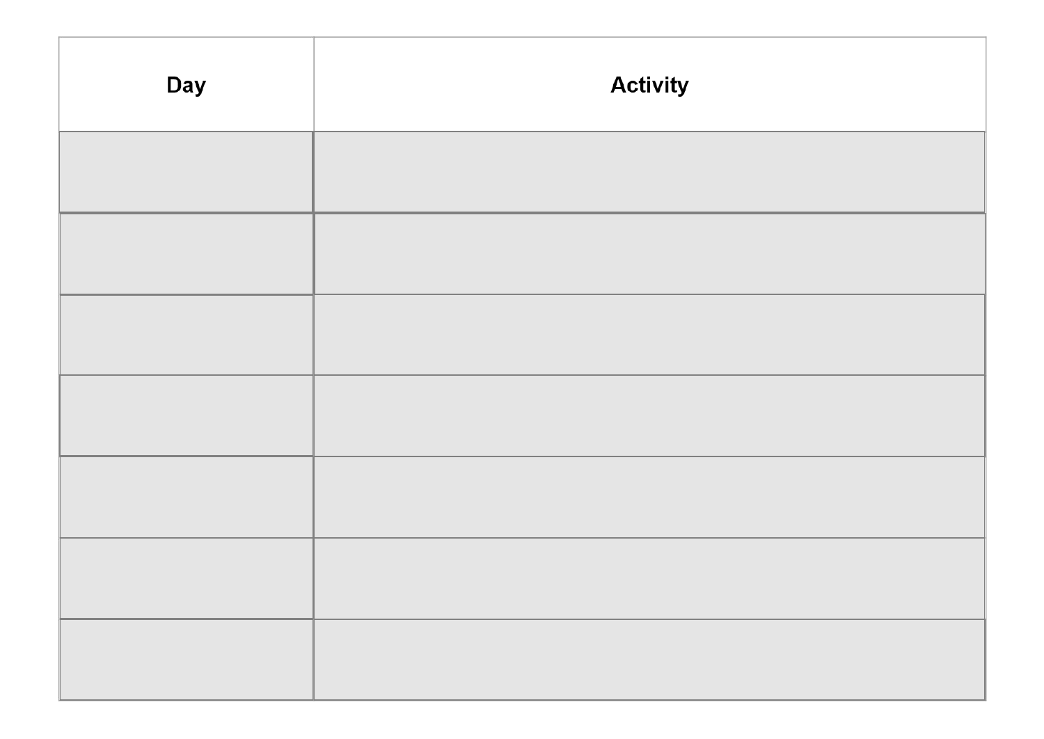| Day | Activity |
| --- | --- |
| | |
| | |
| | |
| | |
| | |
| | |
| | |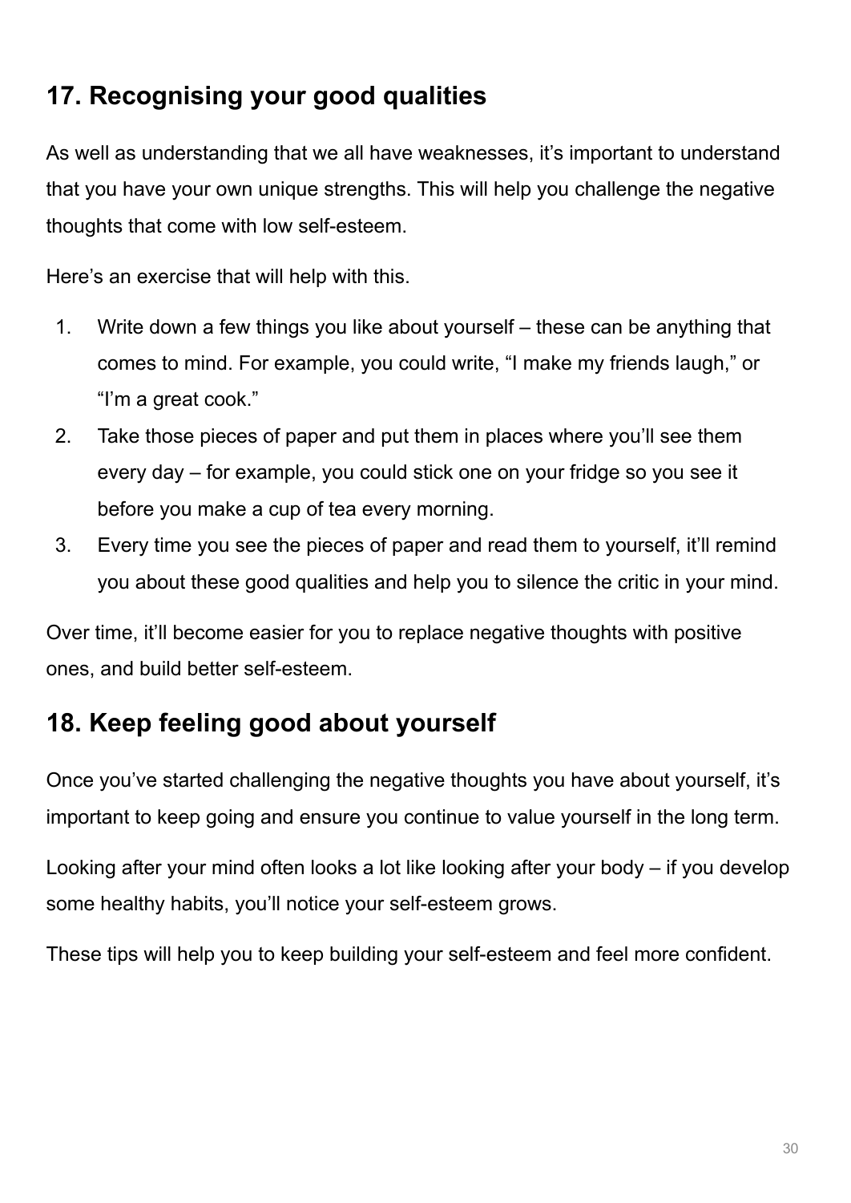## 17. Recognising your good qualities

As well as understanding that we all have weaknesses, it's important to understand that you have your own unique strengths. This will help you challenge the negative thoughts that come with low self-esteem.

Here's an exercise that will help with this.

1. Write down a few things you like about yourself – these can be anything that comes to mind. For example, you could write, "I make my friends laugh," or "I'm a great cook."
2. Take those pieces of paper and put them in places where you'll see them every day – for example, you could stick one on your fridge so you see it before you make a cup of tea every morning.
3. Every time you see the pieces of paper and read them to yourself, it'll remind you about these good qualities and help you to silence the critic in your mind.

Over time, it'll become easier for you to replace negative thoughts with positive ones, and build better self-esteem.

## 18. Keep feeling good about yourself

Once you've started challenging the negative thoughts you have about yourself, it's important to keep going and ensure you continue to value yourself in the long term.

Looking after your mind often looks a lot like looking after your body – if you develop some healthy habits, you'll notice your self-esteem grows.

These tips will help you to keep building your self-esteem and feel more confident.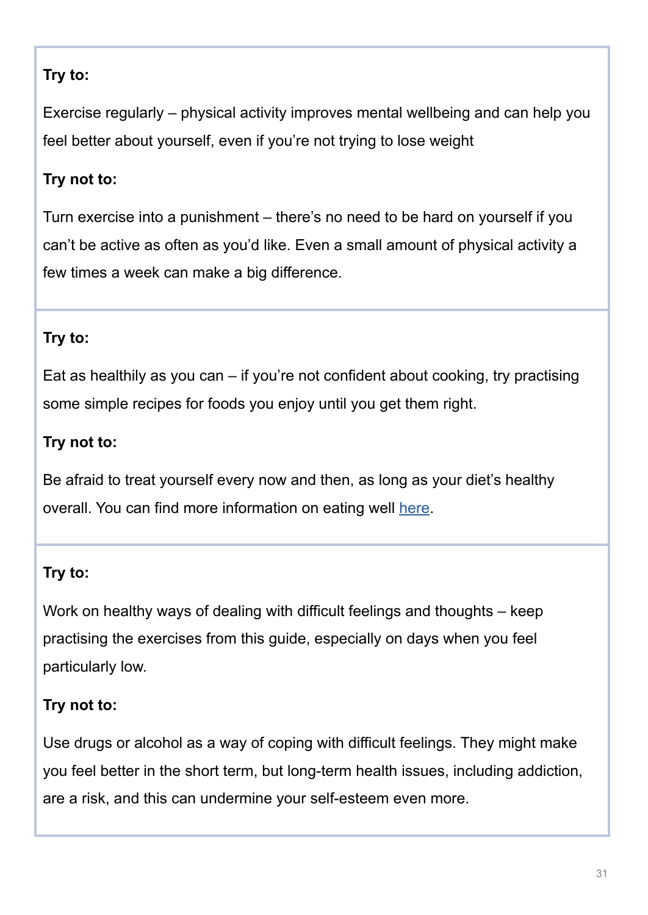**Try to:**

Exercise regularly – physical activity improves mental wellbeing and can help you feel better about yourself, even if you're not trying to lose weight

**Try not to:**

Turn exercise into a punishment – there's no need to be hard on yourself if you can't be active as often as you'd like. Even a small amount of physical activity a few times a week can make a big difference.

---

**Try to:**

Eat as healthily as you can – if you're not confident about cooking, try practising some simple recipes for foods you enjoy until you get them right.

**Try not to:**

Be afraid to treat yourself every now and then, as long as your diet's healthy overall. You can find more information on eating well here.

---

**Try to:**

Work on healthy ways of dealing with difficult feelings and thoughts – keep practising the exercises from this guide, especially on days when you feel particularly low.

**Try not to:**

Use drugs or alcohol as a way of coping with difficult feelings. They might make you feel better in the short term, but long-term health issues, including addiction, are a risk, and this can undermine your self-esteem even more.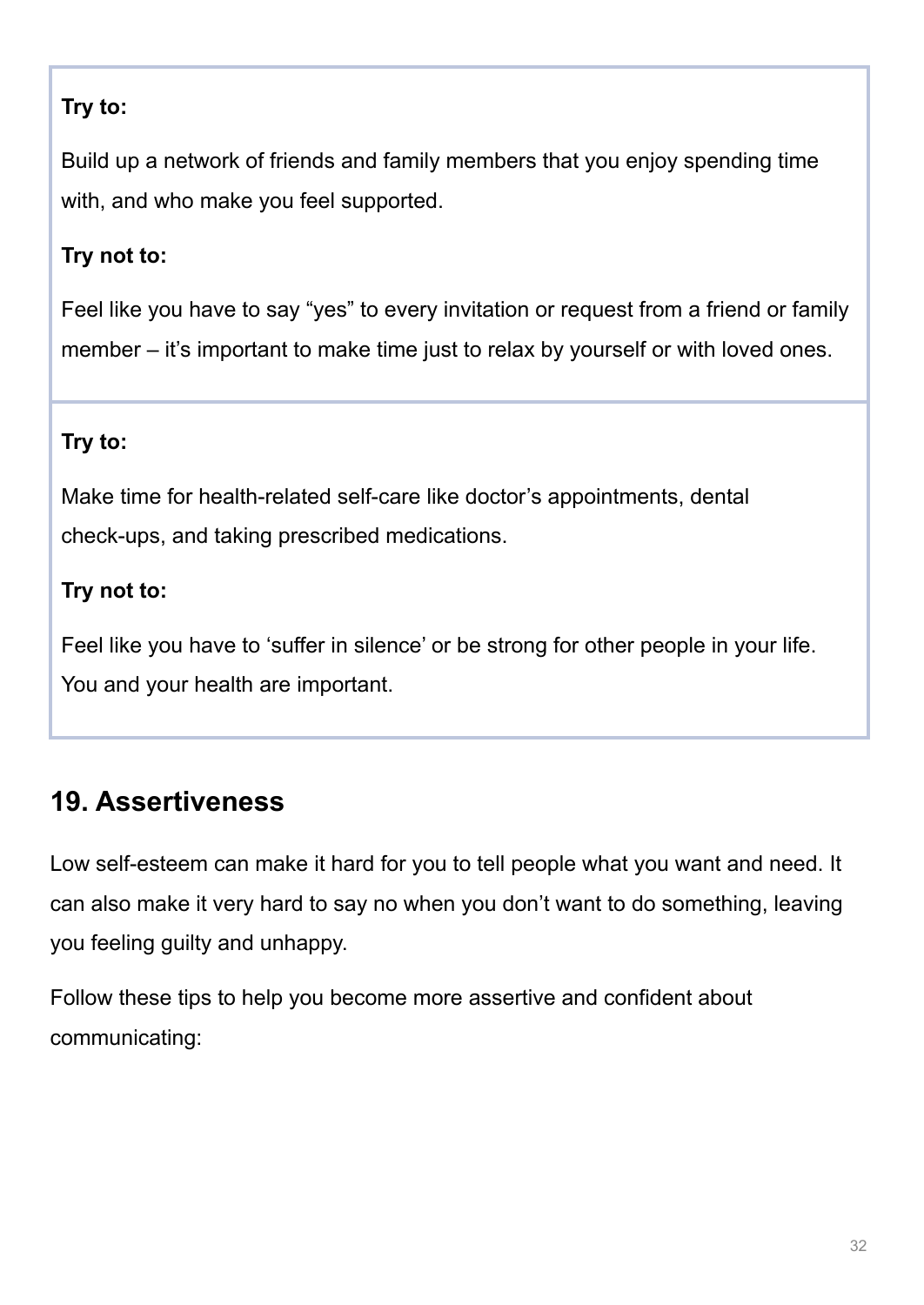**Try to:**

Build up a network of friends and family members that you enjoy spending time with, and who make you feel supported.

**Try not to:**

Feel like you have to say "yes" to every invitation or request from a friend or family member – it's important to make time just to relax by yourself or with loved ones.

**Try to:**

Make time for health-related self-care like doctor's appointments, dental check-ups, and taking prescribed medications.

**Try not to:**

Feel like you have to 'suffer in silence' or be strong for other people in your life. You and your health are important.

## 19. Assertiveness

Low self-esteem can make it hard for you to tell people what you want and need. It can also make it very hard to say no when you don't want to do something, leaving you feeling guilty and unhappy.

Follow these tips to help you become more assertive and confident about communicating: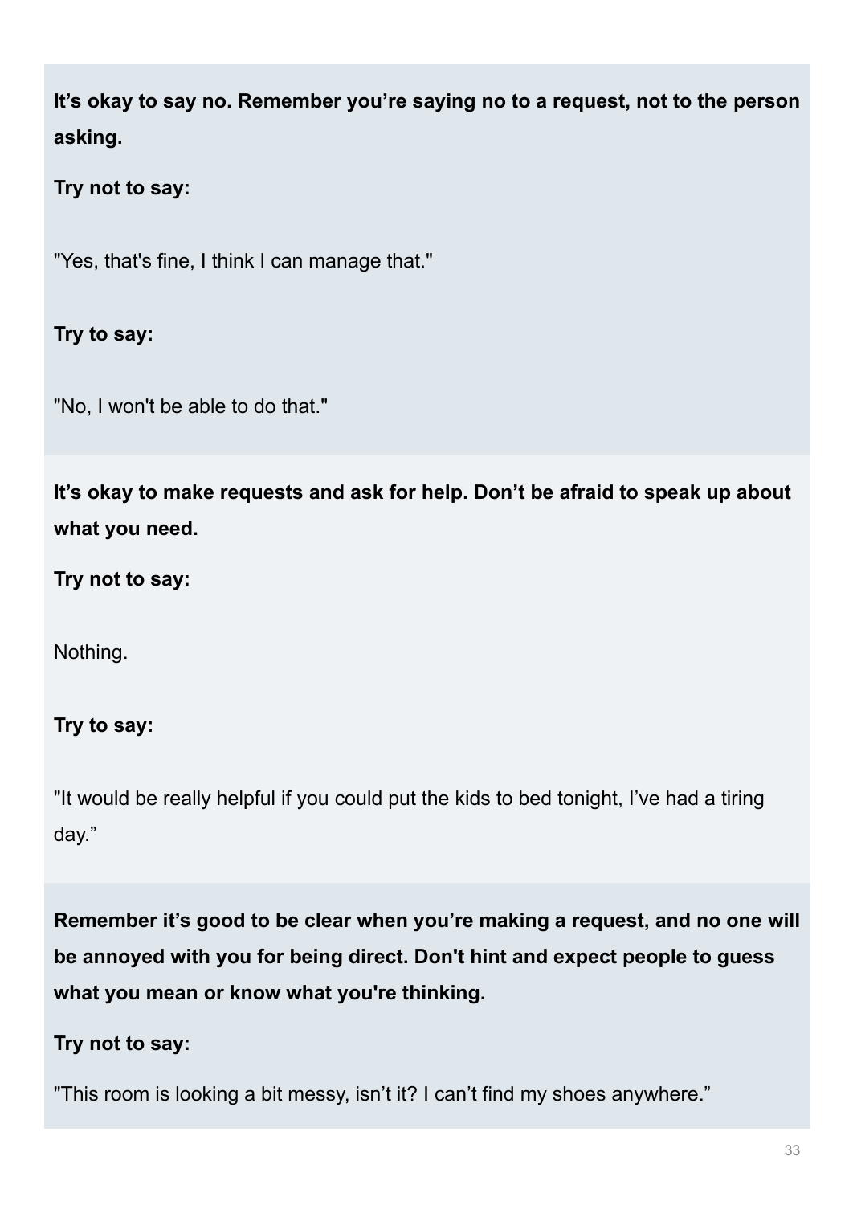**It's okay to say no. Remember you're saying no to a request, not to the person asking.**

**Try not to say:**

"Yes, that's fine, I think I can manage that."

**Try to say:**

"No, I won't be able to do that."

**It's okay to make requests and ask for help. Don't be afraid to speak up about what you need.**

**Try not to say:**

Nothing.

**Try to say:**

"It would be really helpful if you could put the kids to bed tonight, I've had a tiring day."

**Remember it's good to be clear when you're making a request, and no one will be annoyed with you for being direct. Don't hint and expect people to guess what you mean or know what you're thinking.**

**Try not to say:**

"This room is looking a bit messy, isn't it? I can't find my shoes anywhere."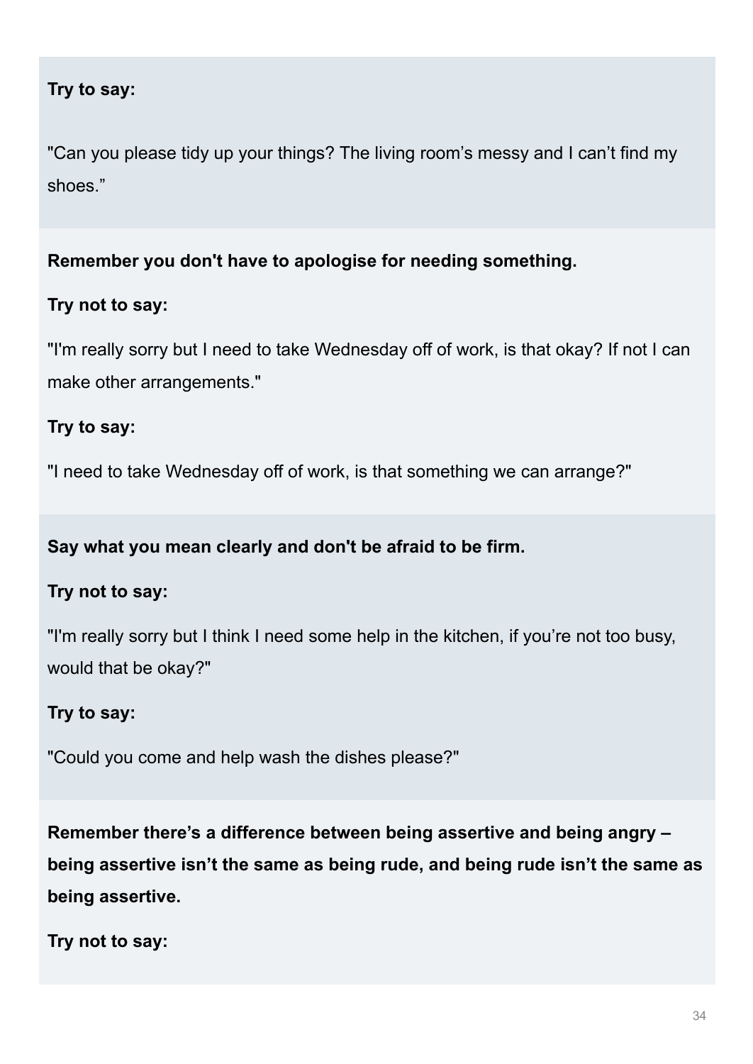**Try to say:**

"Can you please tidy up your things? The living room's messy and I can't find my shoes."

**Remember you don't have to apologise for needing something.**

**Try not to say:**

"I'm really sorry but I need to take Wednesday off of work, is that okay? If not I can make other arrangements."

**Try to say:**

"I need to take Wednesday off of work, is that something we can arrange?"

**Say what you mean clearly and don't be afraid to be firm.**

**Try not to say:**

"I'm really sorry but I think I need some help in the kitchen, if you're not too busy, would that be okay?"

**Try to say:**

"Could you come and help wash the dishes please?"

**Remember there's a difference between being assertive and being angry – being assertive isn't the same as being rude, and being rude isn't the same as being assertive.**

**Try not to say:**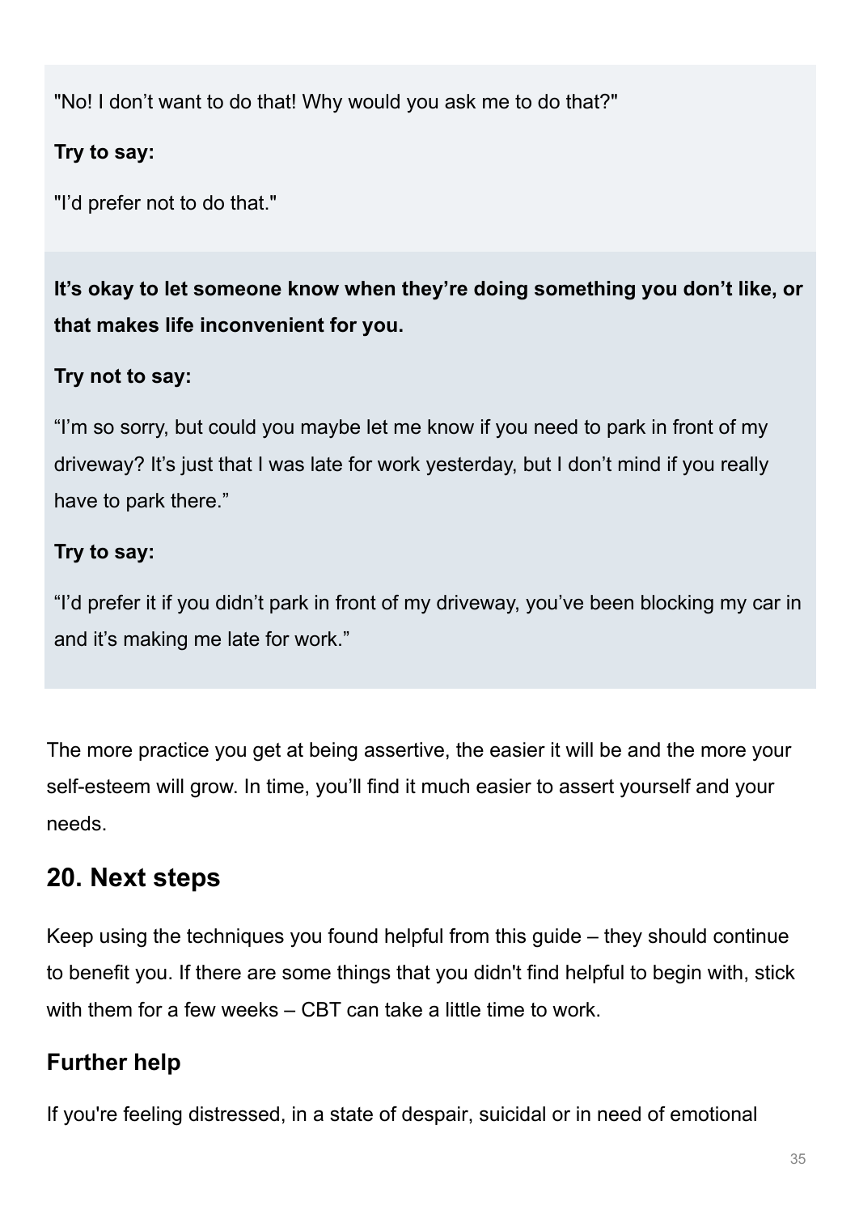"No! I don't want to do that! Why would you ask me to do that?"

**Try to say:**

"I'd prefer not to do that."

**It's okay to let someone know when they're doing something you don't like, or that makes life inconvenient for you.**

**Try not to say:**

"I'm so sorry, but could you maybe let me know if you need to park in front of my driveway? It's just that I was late for work yesterday, but I don't mind if you really have to park there."

**Try to say:**

"I'd prefer it if you didn't park in front of my driveway, you've been blocking my car in and it's making me late for work."

The more practice you get at being assertive, the easier it will be and the more your self-esteem will grow. In time, you'll find it much easier to assert yourself and your needs.

## 20. Next steps

Keep using the techniques you found helpful from this guide – they should continue to benefit you. If there are some things that you didn't find helpful to begin with, stick with them for a few weeks – CBT can take a little time to work.

### Further help

If you're feeling distressed, in a state of despair, suicidal or in need of emotional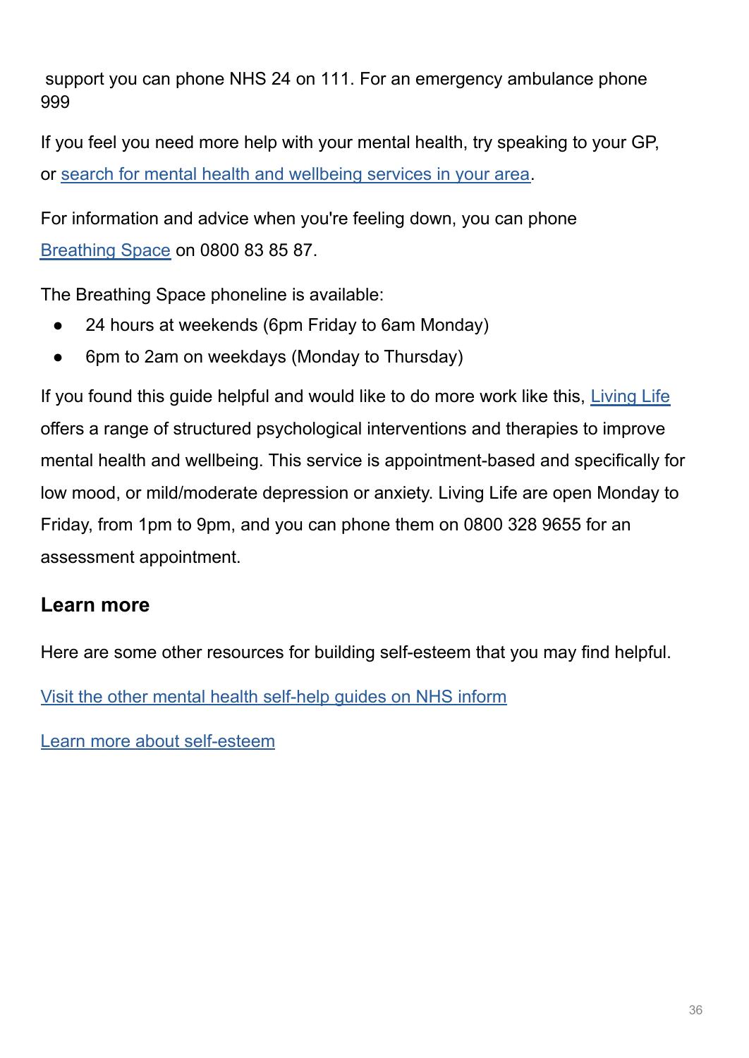support you can phone NHS 24 on 111. For an emergency ambulance phone 999

If you feel you need more help with your mental health, try speaking to your GP, or search for mental health and wellbeing services in your area.

For information and advice when you're feeling down, you can phone Breathing Space on 0800 83 85 87.

The Breathing Space phoneline is available:

- 24 hours at weekends (6pm Friday to 6am Monday)
- 6pm to 2am on weekdays (Monday to Thursday)

If you found this guide helpful and would like to do more work like this, Living Life offers a range of structured psychological interventions and therapies to improve mental health and wellbeing. This service is appointment-based and specifically for low mood, or mild/moderate depression or anxiety. Living Life are open Monday to Friday, from 1pm to 9pm, and you can phone them on 0800 328 9655 for an assessment appointment.

## Learn more

Here are some other resources for building self-esteem that you may find helpful.

Visit the other mental health self-help guides on NHS inform

Learn more about self-esteem